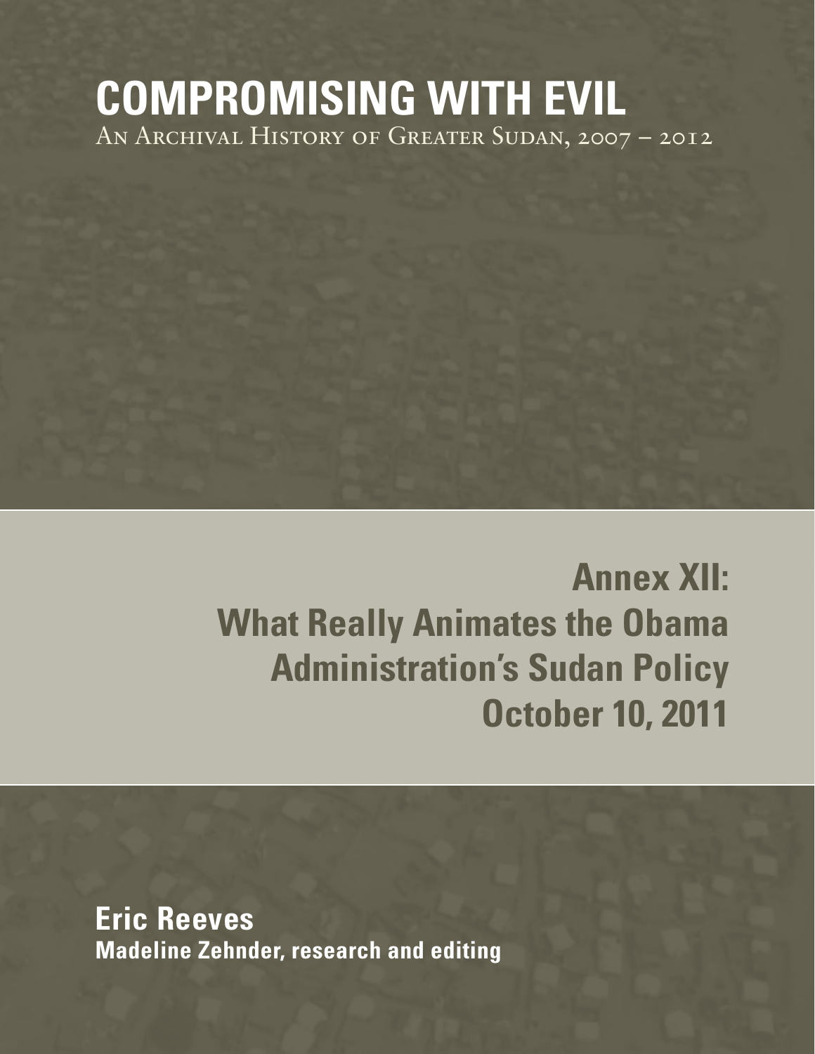# COMPROMISING WITH EVIL

An Archival History of Greater Sudan, 2007 – 2012

## Annex XII: What Really Animates the Obama Administration's Sudan Policy October 10, 2011

**Eric Reeves**

**Madeline Zehnder, research and editing**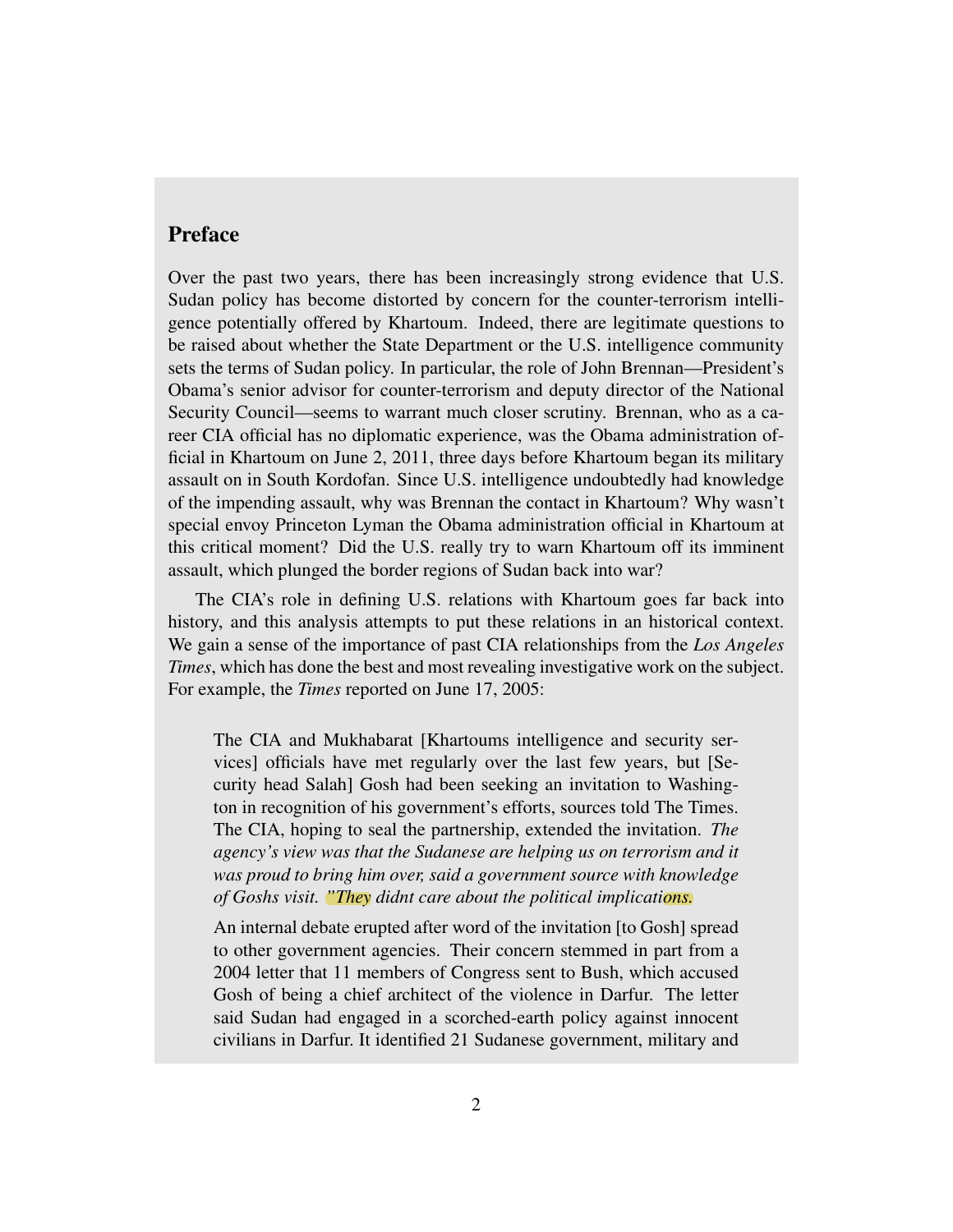## Preface

Over the past two years, there has been increasingly strong evidence that U.S. Sudan policy has become distorted by concern for the counter-terrorism intelligence potentially offered by Khartoum. Indeed, there are legitimate questions to be raised about whether the State Department or the U.S. intelligence community sets the terms of Sudan policy. In particular, the role of John Brennan—President's Obama's senior advisor for counter-terrorism and deputy director of the National Security Council—seems to warrant much closer scrutiny. Brennan, who as a career CIA official has no diplomatic experience, was the Obama administration official in Khartoum on June 2, 2011, three days before Khartoum began its military assault on in South Kordofan. Since U.S. intelligence undoubtedly had knowledge of the impending assault, why was Brennan the contact in Khartoum? Why wasn't special envoy Princeton Lyman the Obama administration official in Khartoum at this critical moment? Did the U.S. really try to warn Khartoum off its imminent assault, which plunged the border regions of Sudan back into war?

The CIA's role in defining U.S. relations with Khartoum goes far back into history, and this analysis attempts to put these relations in an historical context. We gain a sense of the importance of past CIA relationships from the *Los Angeles Times*, which has done the best and most revealing investigative work on the subject. For example, the *Times* reported on June 17, 2005:

> The CIA and Mukhabarat [Khartoums intelligence and security services] officials have met regularly over the last few years, but [Security head Salah] Gosh had been seeking an invitation to Washington in recognition of his government's efforts, sources told The Times. The CIA, hoping to seal the partnership, extended the invitation. *The agency's view was that the Sudanese are helping us on terrorism and it was proud to bring him over, said a government source with knowledge of Goshs visit. "They didnt care about the political implications.*
>
> An internal debate erupted after word of the invitation [to Gosh] spread to other government agencies. Their concern stemmed in part from a 2004 letter that 11 members of Congress sent to Bush, which accused Gosh of being a chief architect of the violence in Darfur. The letter said Sudan had engaged in a scorched-earth policy against innocent civilians in Darfur. It identified 21 Sudanese government, military and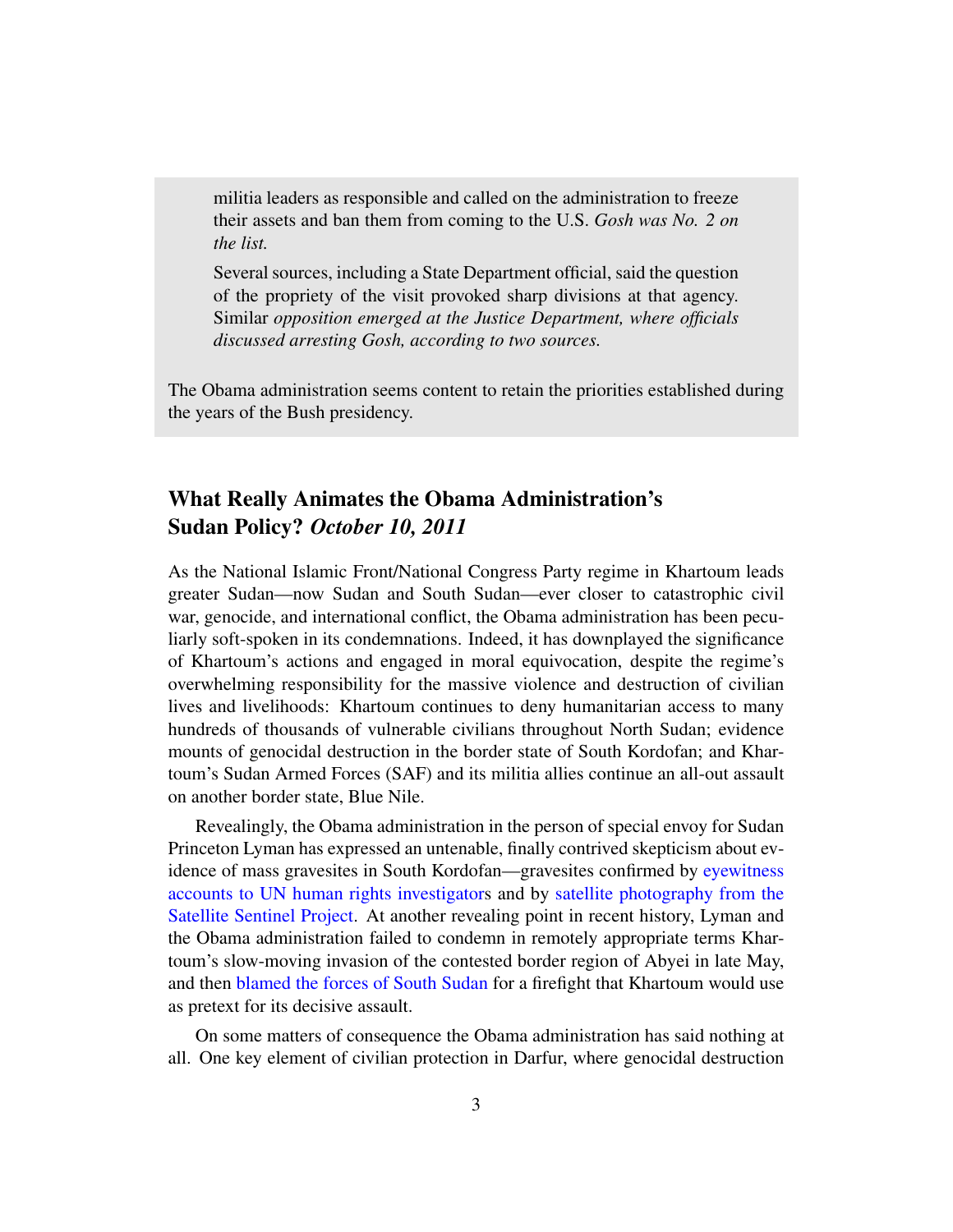> militia leaders as responsible and called on the administration to freeze their assets and ban them from coming to the U.S. *Gosh was No. 2 on the list.*
>
> Several sources, including a State Department official, said the question of the propriety of the visit provoked sharp divisions at that agency. Similar *opposition emerged at the Justice Department, where officials discussed arresting Gosh, according to two sources.*
>
> The Obama administration seems content to retain the priorities established during the years of the Bush presidency.

## What Really Animates the Obama Administration's Sudan Policy? *October 10, 2011*

As the National Islamic Front/National Congress Party regime in Khartoum leads greater Sudan—now Sudan and South Sudan—ever closer to catastrophic civil war, genocide, and international conflict, the Obama administration has been peculiarly soft-spoken in its condemnations. Indeed, it has downplayed the significance of Khartoum's actions and engaged in moral equivocation, despite the regime's overwhelming responsibility for the massive violence and destruction of civilian lives and livelihoods: Khartoum continues to deny humanitarian access to many hundreds of thousands of vulnerable civilians throughout North Sudan; evidence mounts of genocidal destruction in the border state of South Kordofan; and Khartoum's Sudan Armed Forces (SAF) and its militia allies continue an all-out assault on another border state, Blue Nile.

Revealingly, the Obama administration in the person of special envoy for Sudan Princeton Lyman has expressed an untenable, finally contrived skepticism about evidence of mass gravesites in South Kordofan—gravesites confirmed by eyewitness accounts to UN human rights investigators and by satellite photography from the Satellite Sentinel Project. At another revealing point in recent history, Lyman and the Obama administration failed to condemn in remotely appropriate terms Khartoum's slow-moving invasion of the contested border region of Abyei in late May, and then blamed the forces of South Sudan for a firefight that Khartoum would use as pretext for its decisive assault.

On some matters of consequence the Obama administration has said nothing at all. One key element of civilian protection in Darfur, where genocidal destruction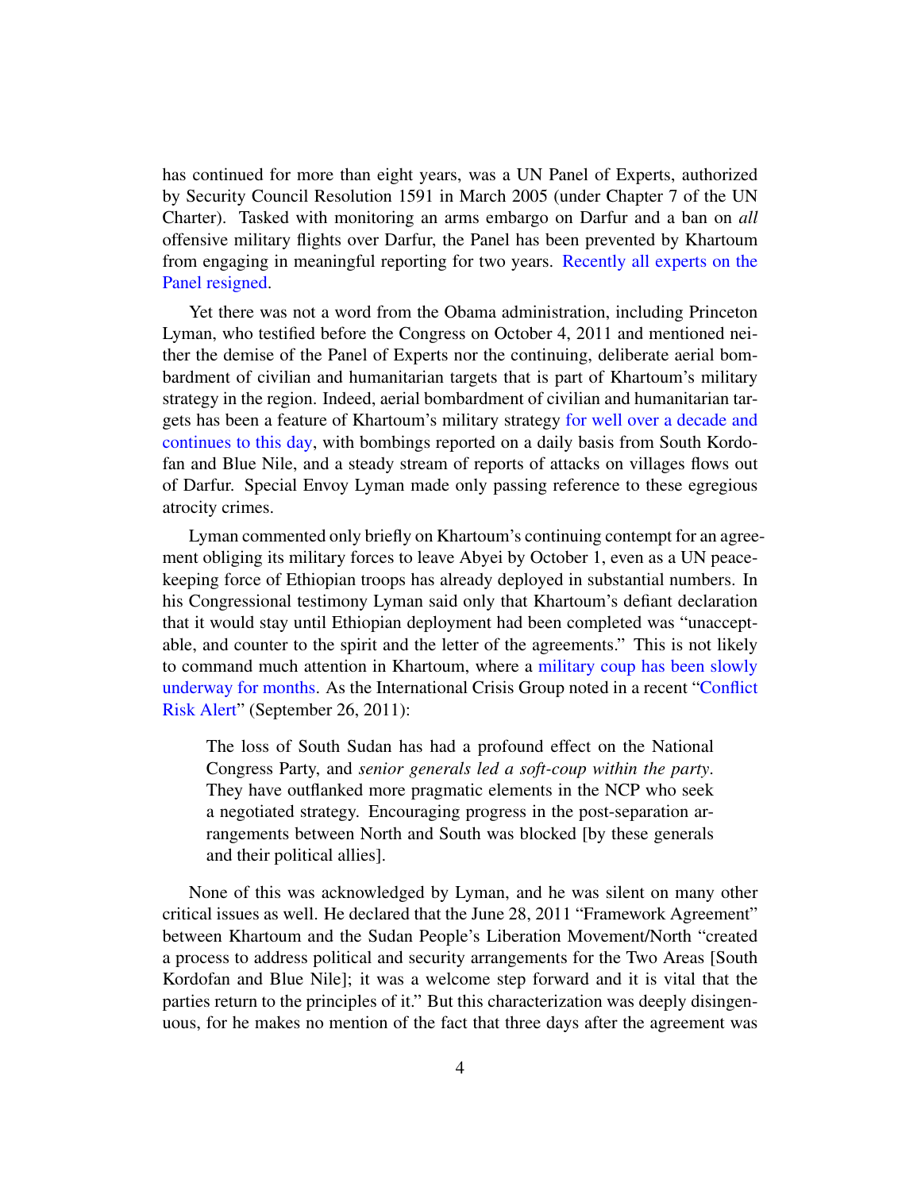has continued for more than eight years, was a UN Panel of Experts, authorized by Security Council Resolution 1591 in March 2005 (under Chapter 7 of the UN Charter). Tasked with monitoring an arms embargo on Darfur and a ban on *all* offensive military flights over Darfur, the Panel has been prevented by Khartoum from engaging in meaningful reporting for two years. Recently all experts on the Panel resigned.

Yet there was not a word from the Obama administration, including Princeton Lyman, who testified before the Congress on October 4, 2011 and mentioned neither the demise of the Panel of Experts nor the continuing, deliberate aerial bombardment of civilian and humanitarian targets that is part of Khartoum's military strategy in the region. Indeed, aerial bombardment of civilian and humanitarian targets has been a feature of Khartoum's military strategy for well over a decade and continues to this day, with bombings reported on a daily basis from South Kordofan and Blue Nile, and a steady stream of reports of attacks on villages flows out of Darfur. Special Envoy Lyman made only passing reference to these egregious atrocity crimes.

Lyman commented only briefly on Khartoum's continuing contempt for an agreement obliging its military forces to leave Abyei by October 1, even as a UN peacekeeping force of Ethiopian troops has already deployed in substantial numbers. In his Congressional testimony Lyman said only that Khartoum's defiant declaration that it would stay until Ethiopian deployment had been completed was "unacceptable, and counter to the spirit and the letter of the agreements." This is not likely to command much attention in Khartoum, where a military coup has been slowly underway for months. As the International Crisis Group noted in a recent "Conflict Risk Alert" (September 26, 2011):

> The loss of South Sudan has had a profound effect on the National Congress Party, and *senior generals led a soft-coup within the party*. They have outflanked more pragmatic elements in the NCP who seek a negotiated strategy. Encouraging progress in the post-separation arrangements between North and South was blocked [by these generals and their political allies].

None of this was acknowledged by Lyman, and he was silent on many other critical issues as well. He declared that the June 28, 2011 "Framework Agreement" between Khartoum and the Sudan People's Liberation Movement/North "created a process to address political and security arrangements for the Two Areas [South Kordofan and Blue Nile]; it was a welcome step forward and it is vital that the parties return to the principles of it." But this characterization was deeply disingenuous, for he makes no mention of the fact that three days after the agreement was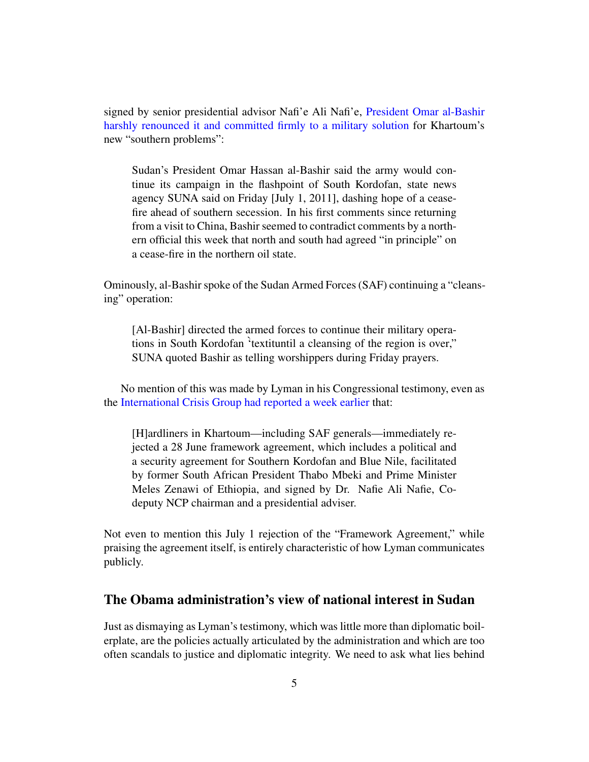signed by senior presidential advisor Nafi'e Ali Nafi'e, President Omar al-Bashir harshly renounced it and committed firmly to a military solution for Khartoum's new "southern problems":

> Sudan's President Omar Hassan al-Bashir said the army would continue its campaign in the flashpoint of South Kordofan, state news agency SUNA said on Friday [July 1, 2011], dashing hope of a cease-fire ahead of southern secession. In his first comments since returning from a visit to China, Bashir seemed to contradict comments by a northern official this week that north and south had agreed "in principle" on a cease-fire in the northern oil state.

Ominously, al-Bashir spoke of the Sudan Armed Forces (SAF) continuing a "cleansing" operation:

> [Al-Bashir] directed the armed forces to continue their military operations in South Kordofan `textituntil a cleansing of the region is over," SUNA quoted Bashir as telling worshippers during Friday prayers.

No mention of this was made by Lyman in his Congressional testimony, even as the International Crisis Group had reported a week earlier that:

> [H]ardliners in Khartoum—including SAF generals—immediately rejected a 28 June framework agreement, which includes a political and a security agreement for Southern Kordofan and Blue Nile, facilitated by former South African President Thabo Mbeki and Prime Minister Meles Zenawi of Ethiopia, and signed by Dr. Nafie Ali Nafie, Co-deputy NCP chairman and a presidential adviser.

Not even to mention this July 1 rejection of the "Framework Agreement," while praising the agreement itself, is entirely characteristic of how Lyman communicates publicly.

## The Obama administration's view of national interest in Sudan

Just as dismaying as Lyman's testimony, which was little more than diplomatic boilerplate, are the policies actually articulated by the administration and which are too often scandals to justice and diplomatic integrity. We need to ask what lies behind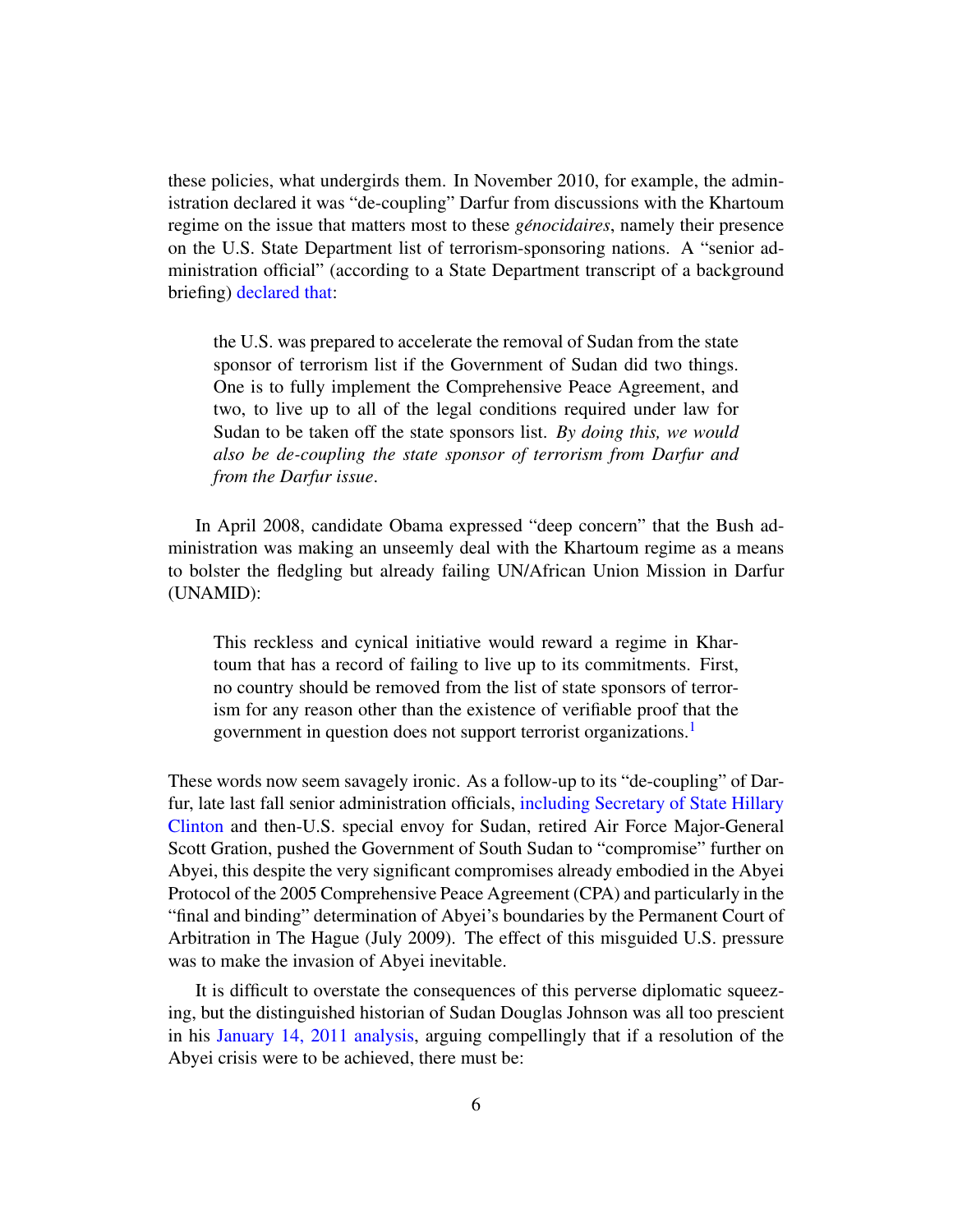these policies, what undergirds them. In November 2010, for example, the administration declared it was "de-coupling" Darfur from discussions with the Khartoum regime on the issue that matters most to these *génocidaires*, namely their presence on the U.S. State Department list of terrorism-sponsoring nations. A "senior administration official" (according to a State Department transcript of a background briefing) declared that:

> the U.S. was prepared to accelerate the removal of Sudan from the state sponsor of terrorism list if the Government of Sudan did two things. One is to fully implement the Comprehensive Peace Agreement, and two, to live up to all of the legal conditions required under law for Sudan to be taken off the state sponsors list. *By doing this, we would also be de-coupling the state sponsor of terrorism from Darfur and from the Darfur issue*.

In April 2008, candidate Obama expressed "deep concern" that the Bush administration was making an unseemly deal with the Khartoum regime as a means to bolster the fledgling but already failing UN/African Union Mission in Darfur (UNAMID):

> This reckless and cynical initiative would reward a regime in Khartoum that has a record of failing to live up to its commitments. First, no country should be removed from the list of state sponsors of terrorism for any reason other than the existence of verifiable proof that the government in question does not support terrorist organizations.[1]

These words now seem savagely ironic. As a follow-up to its "de-coupling" of Darfur, late last fall senior administration officials, including Secretary of State Hillary Clinton and then-U.S. special envoy for Sudan, retired Air Force Major-General Scott Gration, pushed the Government of South Sudan to "compromise" further on Abyei, this despite the very significant compromises already embodied in the Abyei Protocol of the 2005 Comprehensive Peace Agreement (CPA) and particularly in the "final and binding" determination of Abyei's boundaries by the Permanent Court of Arbitration in The Hague (July 2009). The effect of this misguided U.S. pressure was to make the invasion of Abyei inevitable.

It is difficult to overstate the consequences of this perverse diplomatic squeezing, but the distinguished historian of Sudan Douglas Johnson was all too prescient in his January 14, 2011 analysis, arguing compellingly that if a resolution of the Abyei crisis were to be achieved, there must be: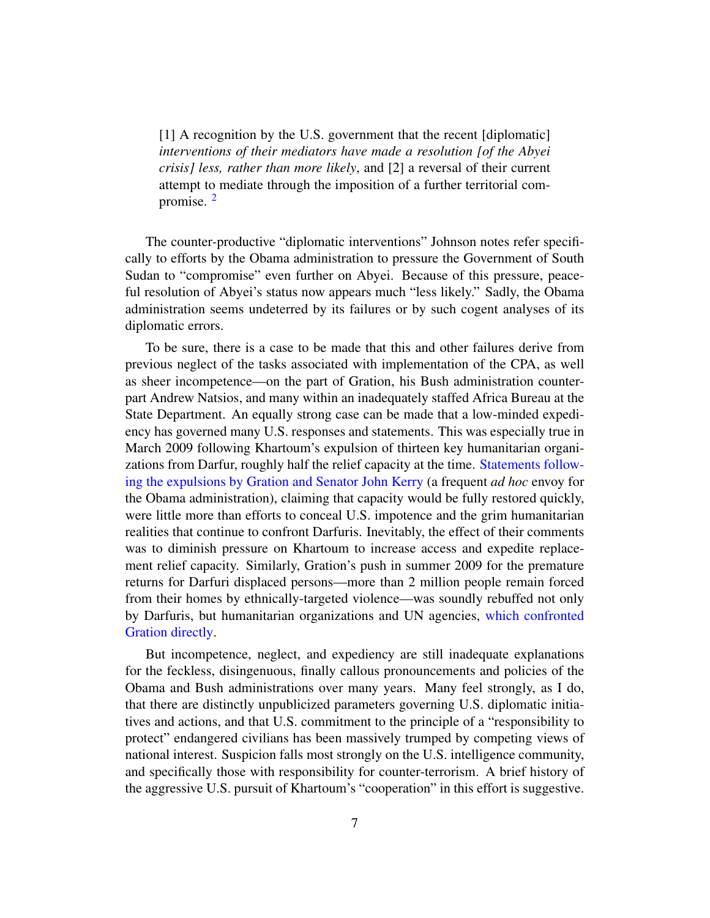> [1] A recognition by the U.S. government that the recent [diplomatic] *interventions of their mediators have made a resolution [of the Abyei crisis] less, rather than more likely*, and [2] a reversal of their current attempt to mediate through the imposition of a further territorial compromise. [2]

The counter-productive "diplomatic interventions" Johnson notes refer specifically to efforts by the Obama administration to pressure the Government of South Sudan to "compromise" even further on Abyei. Because of this pressure, peaceful resolution of Abyei's status now appears much "less likely." Sadly, the Obama administration seems undeterred by its failures or by such cogent analyses of its diplomatic errors.

To be sure, there is a case to be made that this and other failures derive from previous neglect of the tasks associated with implementation of the CPA, as well as sheer incompetence—on the part of Gration, his Bush administration counterpart Andrew Natsios, and many within an inadequately staffed Africa Bureau at the State Department. An equally strong case can be made that a low-minded expediency has governed many U.S. responses and statements. This was especially true in March 2009 following Khartoum's expulsion of thirteen key humanitarian organizations from Darfur, roughly half the relief capacity at the time. Statements following the expulsions by Gration and Senator John Kerry (a frequent *ad hoc* envoy for the Obama administration), claiming that capacity would be fully restored quickly, were little more than efforts to conceal U.S. impotence and the grim humanitarian realities that continue to confront Darfuris. Inevitably, the effect of their comments was to diminish pressure on Khartoum to increase access and expedite replacement relief capacity. Similarly, Gration's push in summer 2009 for the premature returns for Darfuri displaced persons—more than 2 million people remain forced from their homes by ethnically-targeted violence—was soundly rebuffed not only by Darfuris, but humanitarian organizations and UN agencies, which confronted Gration directly.

But incompetence, neglect, and expediency are still inadequate explanations for the feckless, disingenuous, finally callous pronouncements and policies of the Obama and Bush administrations over many years. Many feel strongly, as I do, that there are distinctly unpublicized parameters governing U.S. diplomatic initiatives and actions, and that U.S. commitment to the principle of a "responsibility to protect" endangered civilians has been massively trumped by competing views of national interest. Suspicion falls most strongly on the U.S. intelligence community, and specifically those with responsibility for counter-terrorism. A brief history of the aggressive U.S. pursuit of Khartoum's "cooperation" in this effort is suggestive.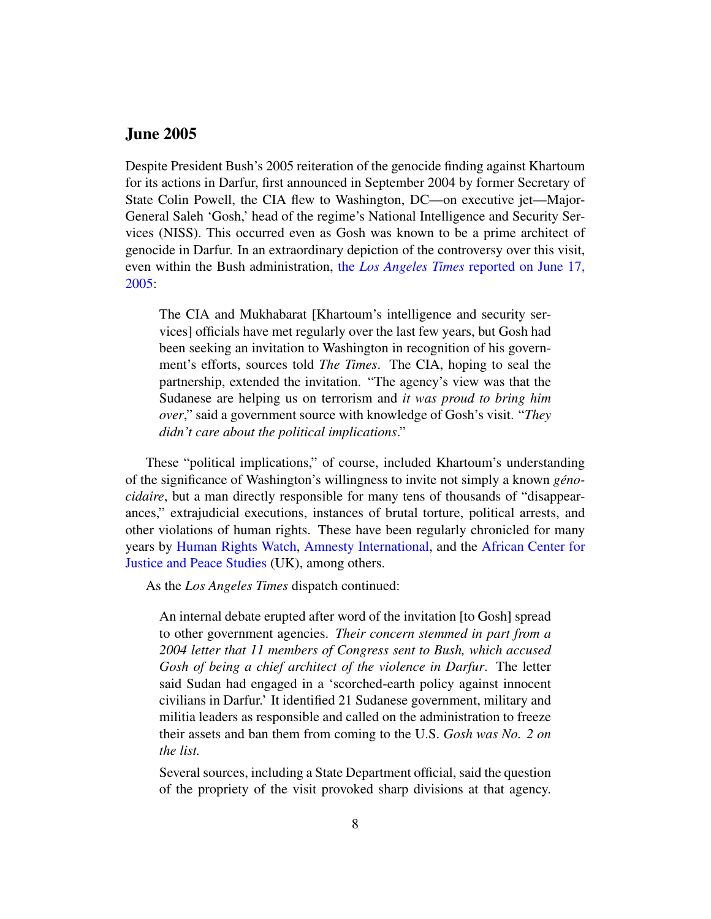## June 2005

Despite President Bush's 2005 reiteration of the genocide finding against Khartoum for its actions in Darfur, first announced in September 2004 by former Secretary of State Colin Powell, the CIA flew to Washington, DC—on executive jet—Major-General Saleh 'Gosh,' head of the regime's National Intelligence and Security Services (NISS). This occurred even as Gosh was known to be a prime architect of genocide in Darfur. In an extraordinary depiction of the controversy over this visit, even within the Bush administration, the *Los Angeles Times* reported on June 17, 2005:

> The CIA and Mukhabarat [Khartoum's intelligence and security services] officials have met regularly over the last few years, but Gosh had been seeking an invitation to Washington in recognition of his government's efforts, sources told *The Times*. The CIA, hoping to seal the partnership, extended the invitation. "The agency's view was that the Sudanese are helping us on terrorism and *it was proud to bring him over*," said a government source with knowledge of Gosh's visit. "*They didn't care about the political implications*."

These "political implications," of course, included Khartoum's understanding of the significance of Washington's willingness to invite not simply a known *génocidaire*, but a man directly responsible for many tens of thousands of "disappearances," extrajudicial executions, instances of brutal torture, political arrests, and other violations of human rights. These have been regularly chronicled for many years by Human Rights Watch, Amnesty International, and the African Center for Justice and Peace Studies (UK), among others.

As the *Los Angeles Times* dispatch continued:

> An internal debate erupted after word of the invitation [to Gosh] spread to other government agencies. *Their concern stemmed in part from a 2004 letter that 11 members of Congress sent to Bush, which accused Gosh of being a chief architect of the violence in Darfur*. The letter said Sudan had engaged in a 'scorched-earth policy against innocent civilians in Darfur.' It identified 21 Sudanese government, military and militia leaders as responsible and called on the administration to freeze their assets and ban them from coming to the U.S. *Gosh was No. 2 on the list.*
>
> Several sources, including a State Department official, said the question of the propriety of the visit provoked sharp divisions at that agency.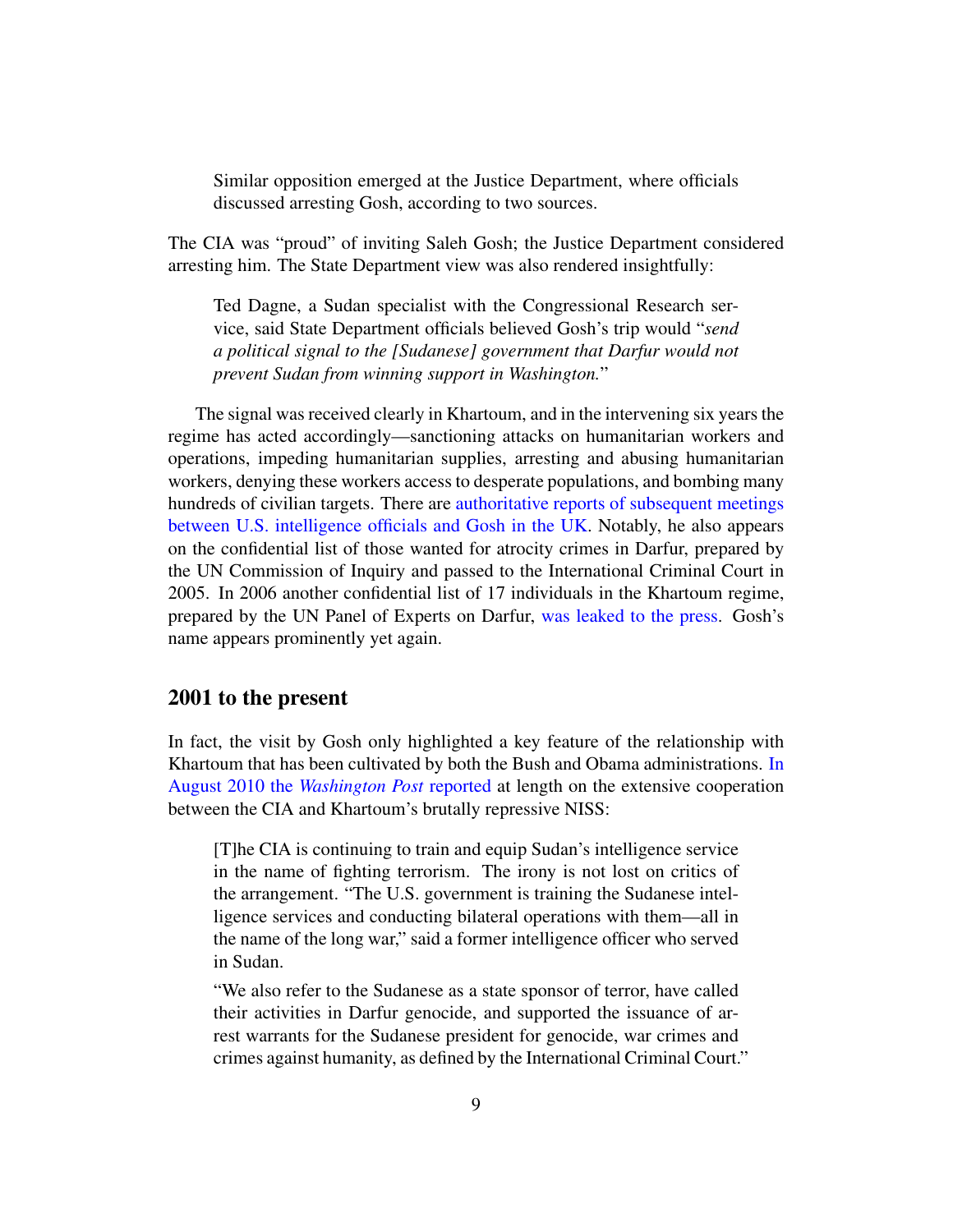> Similar opposition emerged at the Justice Department, where officials discussed arresting Gosh, according to two sources.

The CIA was "proud" of inviting Saleh Gosh; the Justice Department considered arresting him. The State Department view was also rendered insightfully:

> Ted Dagne, a Sudan specialist with the Congressional Research service, said State Department officials believed Gosh's trip would "*send a political signal to the [Sudanese] government that Darfur would not prevent Sudan from winning support in Washington.*"

The signal was received clearly in Khartoum, and in the intervening six years the regime has acted accordingly—sanctioning attacks on humanitarian workers and operations, impeding humanitarian supplies, arresting and abusing humanitarian workers, denying these workers access to desperate populations, and bombing many hundreds of civilian targets. There are authoritative reports of subsequent meetings between U.S. intelligence officials and Gosh in the UK. Notably, he also appears on the confidential list of those wanted for atrocity crimes in Darfur, prepared by the UN Commission of Inquiry and passed to the International Criminal Court in 2005. In 2006 another confidential list of 17 individuals in the Khartoum regime, prepared by the UN Panel of Experts on Darfur, was leaked to the press. Gosh's name appears prominently yet again.

## 2001 to the present

In fact, the visit by Gosh only highlighted a key feature of the relationship with Khartoum that has been cultivated by both the Bush and Obama administrations. In August 2010 the *Washington Post* reported at length on the extensive cooperation between the CIA and Khartoum's brutally repressive NISS:

> [T]he CIA is continuing to train and equip Sudan's intelligence service in the name of fighting terrorism. The irony is not lost on critics of the arrangement. "The U.S. government is training the Sudanese intelligence services and conducting bilateral operations with them—all in the name of the long war," said a former intelligence officer who served in Sudan.
>
> "We also refer to the Sudanese as a state sponsor of terror, have called their activities in Darfur genocide, and supported the issuance of arrest warrants for the Sudanese president for genocide, war crimes and crimes against humanity, as defined by the International Criminal Court."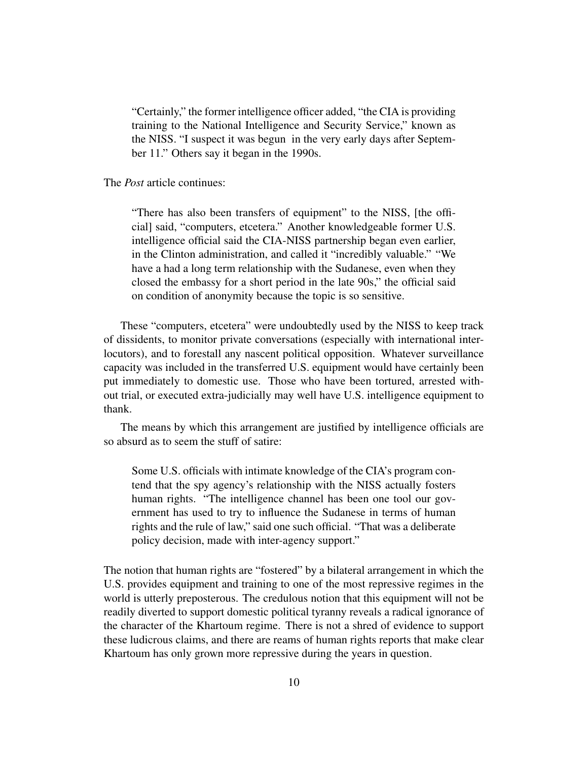> "Certainly," the former intelligence officer added, "the CIA is providing training to the National Intelligence and Security Service," known as the NISS. "I suspect it was begun in the very early days after September 11." Others say it began in the 1990s.

The *Post* article continues:

> "There has also been transfers of equipment" to the NISS, [the official] said, "computers, etcetera." Another knowledgeable former U.S. intelligence official said the CIA-NISS partnership began even earlier, in the Clinton administration, and called it "incredibly valuable." "We have a had a long term relationship with the Sudanese, even when they closed the embassy for a short period in the late 90s," the official said on condition of anonymity because the topic is so sensitive.

These "computers, etcetera" were undoubtedly used by the NISS to keep track of dissidents, to monitor private conversations (especially with international interlocutors), and to forestall any nascent political opposition. Whatever surveillance capacity was included in the transferred U.S. equipment would have certainly been put immediately to domestic use. Those who have been tortured, arrested without trial, or executed extra-judicially may well have U.S. intelligence equipment to thank.

The means by which this arrangement are justified by intelligence officials are so absurd as to seem the stuff of satire:

> Some U.S. officials with intimate knowledge of the CIA's program contend that the spy agency's relationship with the NISS actually fosters human rights. "The intelligence channel has been one tool our government has used to try to influence the Sudanese in terms of human rights and the rule of law," said one such official. "That was a deliberate policy decision, made with inter-agency support."

The notion that human rights are "fostered" by a bilateral arrangement in which the U.S. provides equipment and training to one of the most repressive regimes in the world is utterly preposterous. The credulous notion that this equipment will not be readily diverted to support domestic political tyranny reveals a radical ignorance of the character of the Khartoum regime. There is not a shred of evidence to support these ludicrous claims, and there are reams of human rights reports that make clear Khartoum has only grown more repressive during the years in question.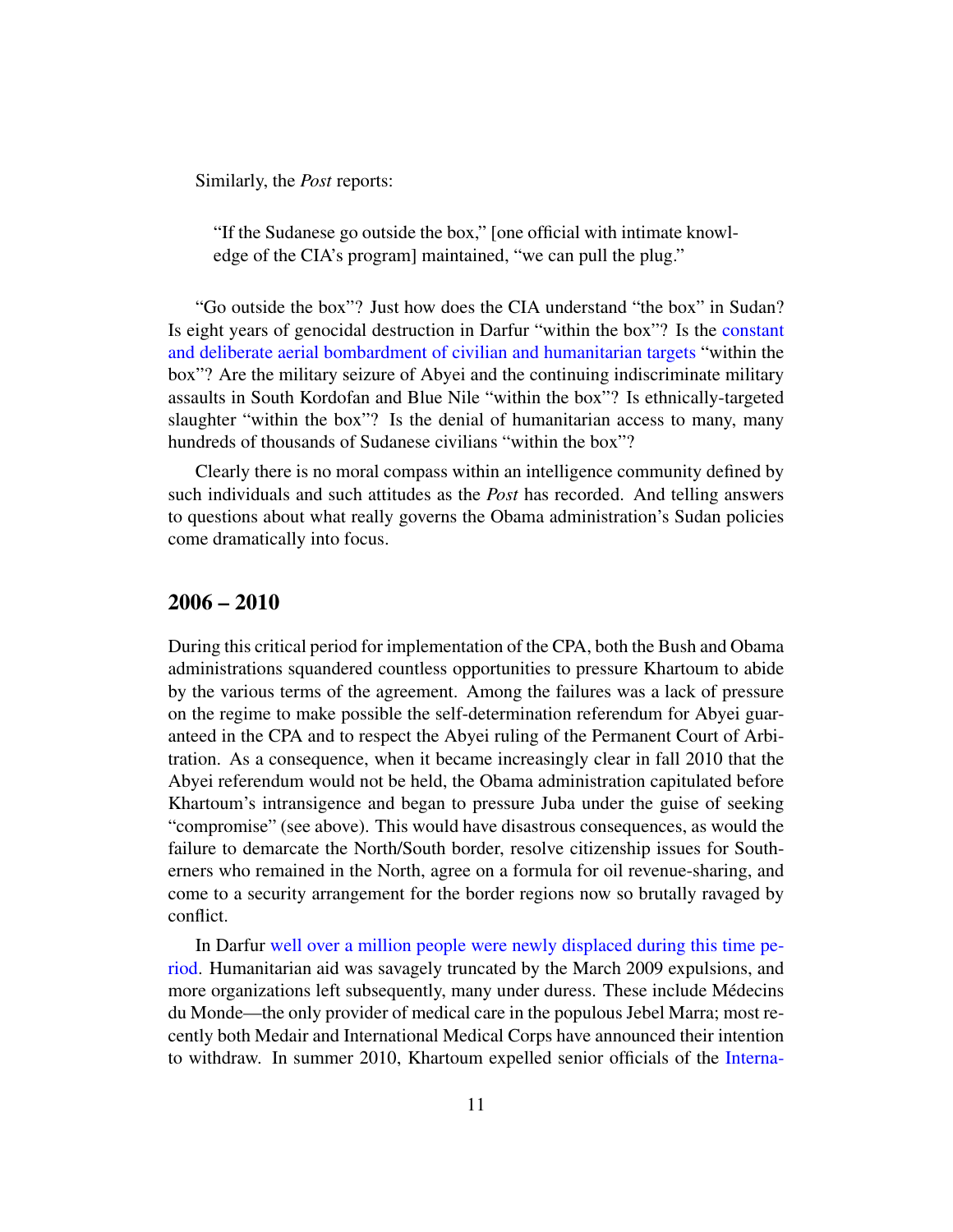Similarly, the *Post* reports:

> "If the Sudanese go outside the box," [one official with intimate knowledge of the CIA's program] maintained, "we can pull the plug."

"Go outside the box"? Just how does the CIA understand "the box" in Sudan? Is eight years of genocidal destruction in Darfur "within the box"? Is the constant and deliberate aerial bombardment of civilian and humanitarian targets "within the box"? Are the military seizure of Abyei and the continuing indiscriminate military assaults in South Kordofan and Blue Nile "within the box"? Is ethnically-targeted slaughter "within the box"? Is the denial of humanitarian access to many, many hundreds of thousands of Sudanese civilians "within the box"?

Clearly there is no moral compass within an intelligence community defined by such individuals and such attitudes as the *Post* has recorded. And telling answers to questions about what really governs the Obama administration's Sudan policies come dramatically into focus.

## 2006 – 2010

During this critical period for implementation of the CPA, both the Bush and Obama administrations squandered countless opportunities to pressure Khartoum to abide by the various terms of the agreement. Among the failures was a lack of pressure on the regime to make possible the self-determination referendum for Abyei guaranteed in the CPA and to respect the Abyei ruling of the Permanent Court of Arbitration. As a consequence, when it became increasingly clear in fall 2010 that the Abyei referendum would not be held, the Obama administration capitulated before Khartoum's intransigence and began to pressure Juba under the guise of seeking "compromise" (see above). This would have disastrous consequences, as would the failure to demarcate the North/South border, resolve citizenship issues for Southerners who remained in the North, agree on a formula for oil revenue-sharing, and come to a security arrangement for the border regions now so brutally ravaged by conflict.

In Darfur well over a million people were newly displaced during this time period. Humanitarian aid was savagely truncated by the March 2009 expulsions, and more organizations left subsequently, many under duress. These include Médecins du Monde—the only provider of medical care in the populous Jebel Marra; most recently both Medair and International Medical Corps have announced their intention to withdraw. In summer 2010, Khartoum expelled senior officials of the Interna-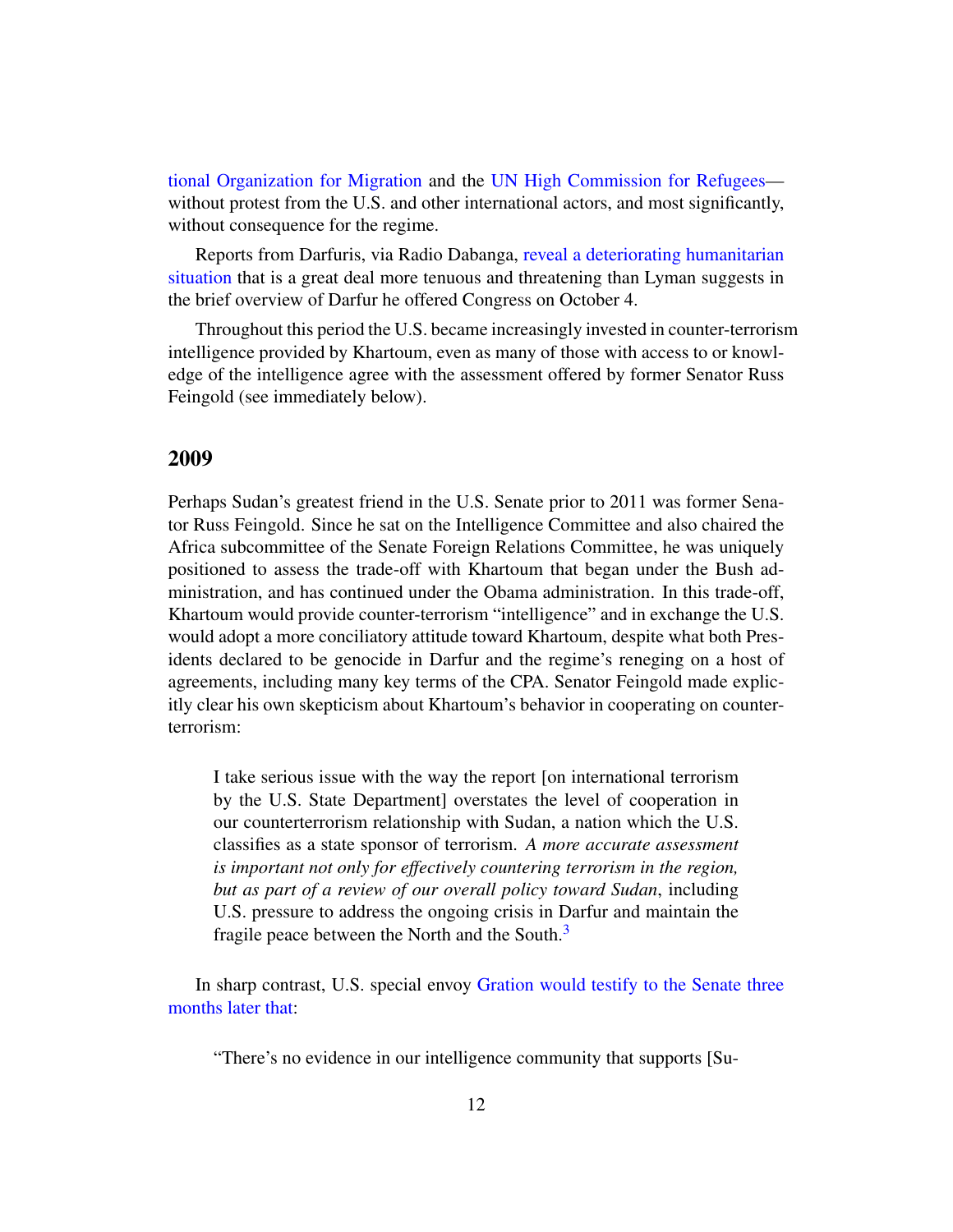tional Organization for Migration and the UN High Commission for Refugees—without protest from the U.S. and other international actors, and most significantly, without consequence for the regime.

Reports from Darfuris, via Radio Dabanga, reveal a deteriorating humanitarian situation that is a great deal more tenuous and threatening than Lyman suggests in the brief overview of Darfur he offered Congress on October 4.

Throughout this period the U.S. became increasingly invested in counter-terrorism intelligence provided by Khartoum, even as many of those with access to or knowledge of the intelligence agree with the assessment offered by former Senator Russ Feingold (see immediately below).

## 2009

Perhaps Sudan's greatest friend in the U.S. Senate prior to 2011 was former Senator Russ Feingold. Since he sat on the Intelligence Committee and also chaired the Africa subcommittee of the Senate Foreign Relations Committee, he was uniquely positioned to assess the trade-off with Khartoum that began under the Bush administration, and has continued under the Obama administration. In this trade-off, Khartoum would provide counter-terrorism "intelligence" and in exchange the U.S. would adopt a more conciliatory attitude toward Khartoum, despite what both Presidents declared to be genocide in Darfur and the regime's reneging on a host of agreements, including many key terms of the CPA. Senator Feingold made explicitly clear his own skepticism about Khartoum's behavior in cooperating on counter-terrorism:

> I take serious issue with the way the report [on international terrorism by the U.S. State Department] overstates the level of cooperation in our counterterrorism relationship with Sudan, a nation which the U.S. classifies as a state sponsor of terrorism. *A more accurate assessment is important not only for effectively countering terrorism in the region, but as part of a review of our overall policy toward Sudan*, including U.S. pressure to address the ongoing crisis in Darfur and maintain the fragile peace between the North and the South.[3]

In sharp contrast, U.S. special envoy Gration would testify to the Senate three months later that:

> "There's no evidence in our intelligence community that supports [Su-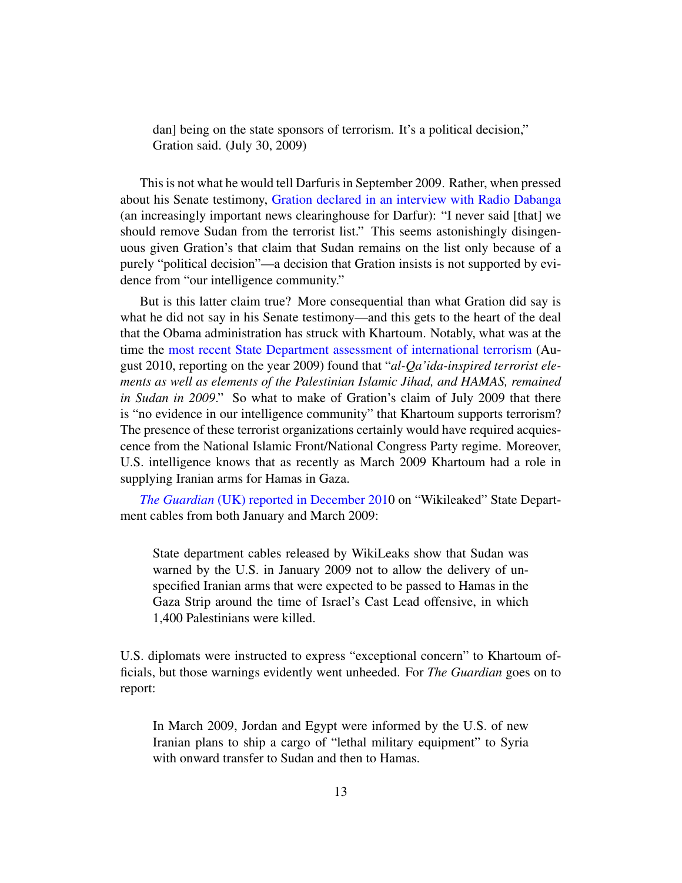> dan] being on the state sponsors of terrorism. It's a political decision," Gration said. (July 30, 2009)

This is not what he would tell Darfuris in September 2009. Rather, when pressed about his Senate testimony, Gration declared in an interview with Radio Dabanga (an increasingly important news clearinghouse for Darfur): "I never said [that] we should remove Sudan from the terrorist list." This seems astonishingly disingenuous given Gration's that claim that Sudan remains on the list only because of a purely "political decision"—a decision that Gration insists is not supported by evidence from "our intelligence community."

But is this latter claim true? More consequential than what Gration did say is what he did not say in his Senate testimony—and this gets to the heart of the deal that the Obama administration has struck with Khartoum. Notably, what was at the time the most recent State Department assessment of international terrorism (August 2010, reporting on the year 2009) found that "*al-Qa'ida-inspired terrorist elements as well as elements of the Palestinian Islamic Jihad, and HAMAS, remained in Sudan in 2009*." So what to make of Gration's claim of July 2009 that there is "no evidence in our intelligence community" that Khartoum supports terrorism? The presence of these terrorist organizations certainly would have required acquiescence from the National Islamic Front/National Congress Party regime. Moreover, U.S. intelligence knows that as recently as March 2009 Khartoum had a role in supplying Iranian arms for Hamas in Gaza.

*The Guardian* (UK) reported in December 2010 on "Wikileaked" State Department cables from both January and March 2009:

> State department cables released by WikiLeaks show that Sudan was warned by the U.S. in January 2009 not to allow the delivery of unspecified Iranian arms that were expected to be passed to Hamas in the Gaza Strip around the time of Israel's Cast Lead offensive, in which 1,400 Palestinians were killed.

U.S. diplomats were instructed to express "exceptional concern" to Khartoum officials, but those warnings evidently went unheeded. For *The Guardian* goes on to report:

> In March 2009, Jordan and Egypt were informed by the U.S. of new Iranian plans to ship a cargo of "lethal military equipment" to Syria with onward transfer to Sudan and then to Hamas.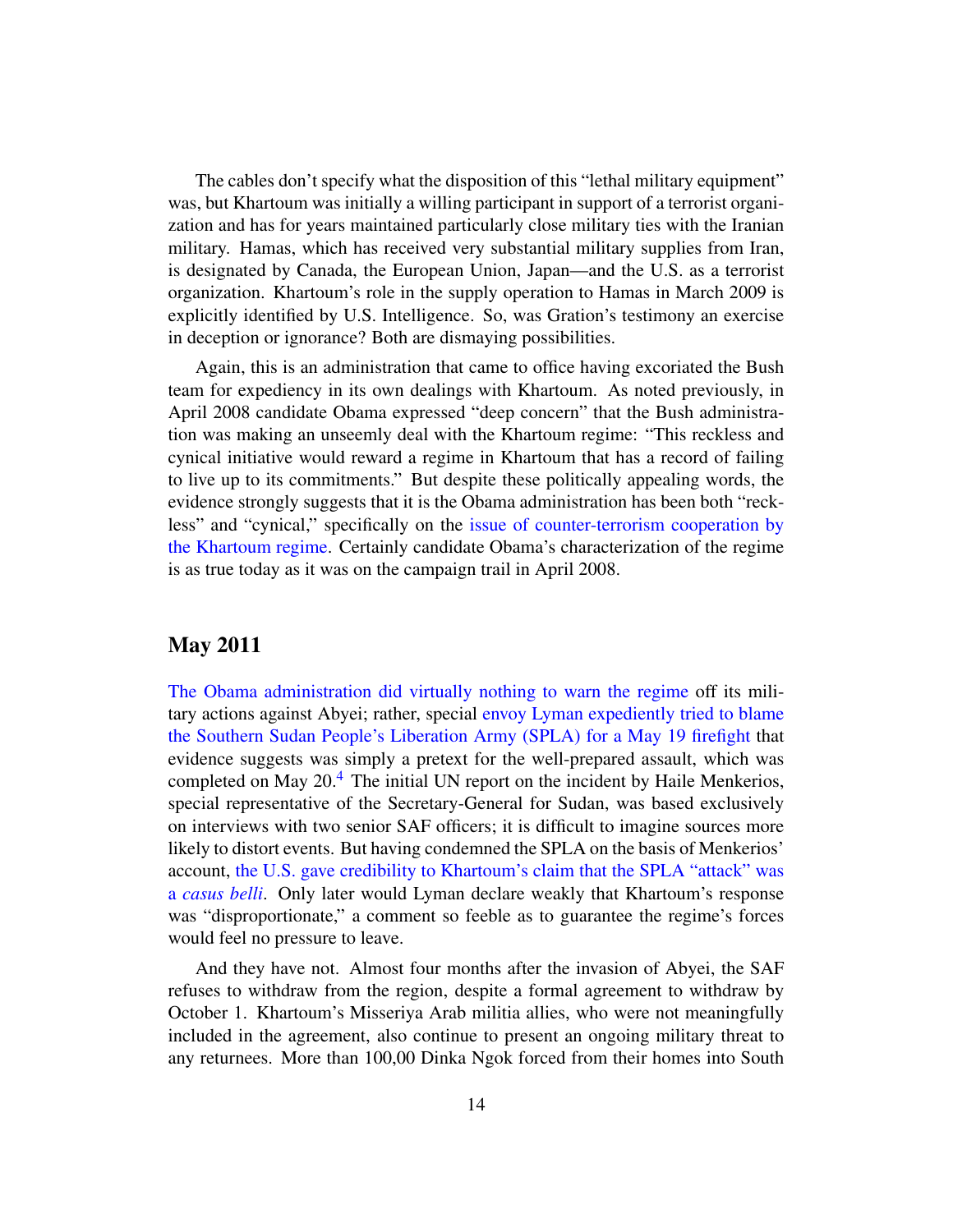The cables don't specify what the disposition of this "lethal military equipment" was, but Khartoum was initially a willing participant in support of a terrorist organization and has for years maintained particularly close military ties with the Iranian military. Hamas, which has received very substantial military supplies from Iran, is designated by Canada, the European Union, Japan—and the U.S. as a terrorist organization. Khartoum's role in the supply operation to Hamas in March 2009 is explicitly identified by U.S. Intelligence. So, was Gration's testimony an exercise in deception or ignorance? Both are dismaying possibilities.

Again, this is an administration that came to office having excoriated the Bush team for expediency in its own dealings with Khartoum. As noted previously, in April 2008 candidate Obama expressed "deep concern" that the Bush administration was making an unseemly deal with the Khartoum regime: "This reckless and cynical initiative would reward a regime in Khartoum that has a record of failing to live up to its commitments." But despite these politically appealing words, the evidence strongly suggests that it is the Obama administration has been both "reckless" and "cynical," specifically on the issue of counter-terrorism cooperation by the Khartoum regime. Certainly candidate Obama's characterization of the regime is as true today as it was on the campaign trail in April 2008.

## May 2011

The Obama administration did virtually nothing to warn the regime off its military actions against Abyei; rather, special envoy Lyman expediently tried to blame the Southern Sudan People's Liberation Army (SPLA) for a May 19 firefight that evidence suggests was simply a pretext for the well-prepared assault, which was completed on May 20.[4] The initial UN report on the incident by Haile Menkerios, special representative of the Secretary-General for Sudan, was based exclusively on interviews with two senior SAF officers; it is difficult to imagine sources more likely to distort events. But having condemned the SPLA on the basis of Menkerios' account, the U.S. gave credibility to Khartoum's claim that the SPLA "attack" was a *casus belli*. Only later would Lyman declare weakly that Khartoum's response was "disproportionate," a comment so feeble as to guarantee the regime's forces would feel no pressure to leave.

And they have not. Almost four months after the invasion of Abyei, the SAF refuses to withdraw from the region, despite a formal agreement to withdraw by October 1. Khartoum's Misseriya Arab militia allies, who were not meaningfully included in the agreement, also continue to present an ongoing military threat to any returnees. More than 100,00 Dinka Ngok forced from their homes into South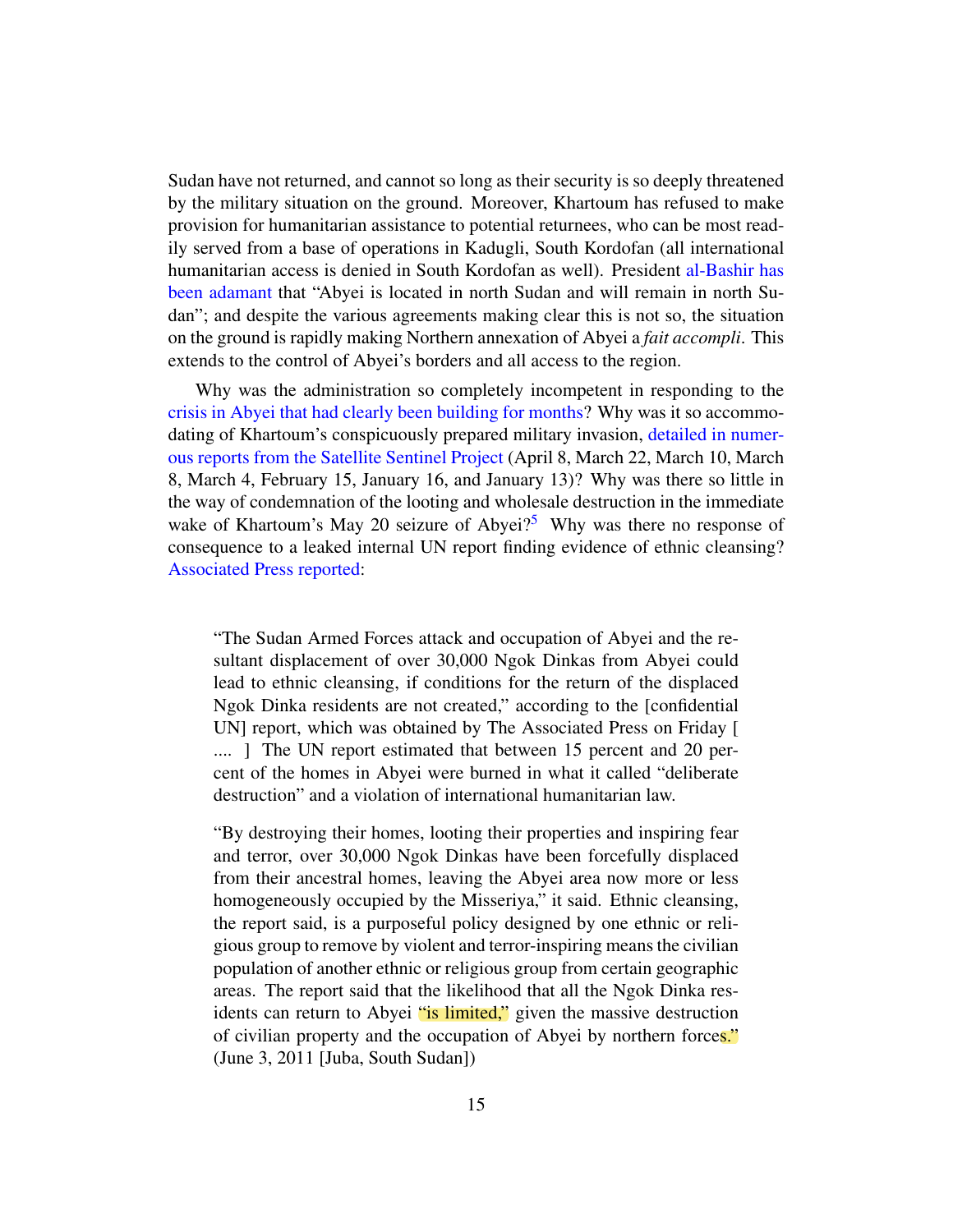Sudan have not returned, and cannot so long as their security is so deeply threatened by the military situation on the ground. Moreover, Khartoum has refused to make provision for humanitarian assistance to potential returnees, who can be most readily served from a base of operations in Kadugli, South Kordofan (all international humanitarian access is denied in South Kordofan as well). President al-Bashir has been adamant that "Abyei is located in north Sudan and will remain in north Sudan"; and despite the various agreements making clear this is not so, the situation on the ground is rapidly making Northern annexation of Abyei a *fait accompli*. This extends to the control of Abyei's borders and all access to the region.

Why was the administration so completely incompetent in responding to the crisis in Abyei that had clearly been building for months? Why was it so accommodating of Khartoum's conspicuously prepared military invasion, detailed in numerous reports from the Satellite Sentinel Project (April 8, March 22, March 10, March 8, March 4, February 15, January 16, and January 13)? Why was there so little in the way of condemnation of the looting and wholesale destruction in the immediate wake of Khartoum's May 20 seizure of Abyei?[5] Why was there no response of consequence to a leaked internal UN report finding evidence of ethnic cleansing? Associated Press reported:

> "The Sudan Armed Forces attack and occupation of Abyei and the resultant displacement of over 30,000 Ngok Dinkas from Abyei could lead to ethnic cleansing, if conditions for the return of the displaced Ngok Dinka residents are not created," according to the [confidential UN] report, which was obtained by The Associated Press on Friday [ .... ] The UN report estimated that between 15 percent and 20 percent of the homes in Abyei were burned in what it called "deliberate destruction" and a violation of international humanitarian law.
>
> "By destroying their homes, looting their properties and inspiring fear and terror, over 30,000 Ngok Dinkas have been forcefully displaced from their ancestral homes, leaving the Abyei area now more or less homogeneously occupied by the Misseriya," it said. Ethnic cleansing, the report said, is a purposeful policy designed by one ethnic or religious group to remove by violent and terror-inspiring means the civilian population of another ethnic or religious group from certain geographic areas. The report said that the likelihood that all the Ngok Dinka residents can return to Abyei "is limited," given the massive destruction of civilian property and the occupation of Abyei by northern forces." (June 3, 2011 [Juba, South Sudan])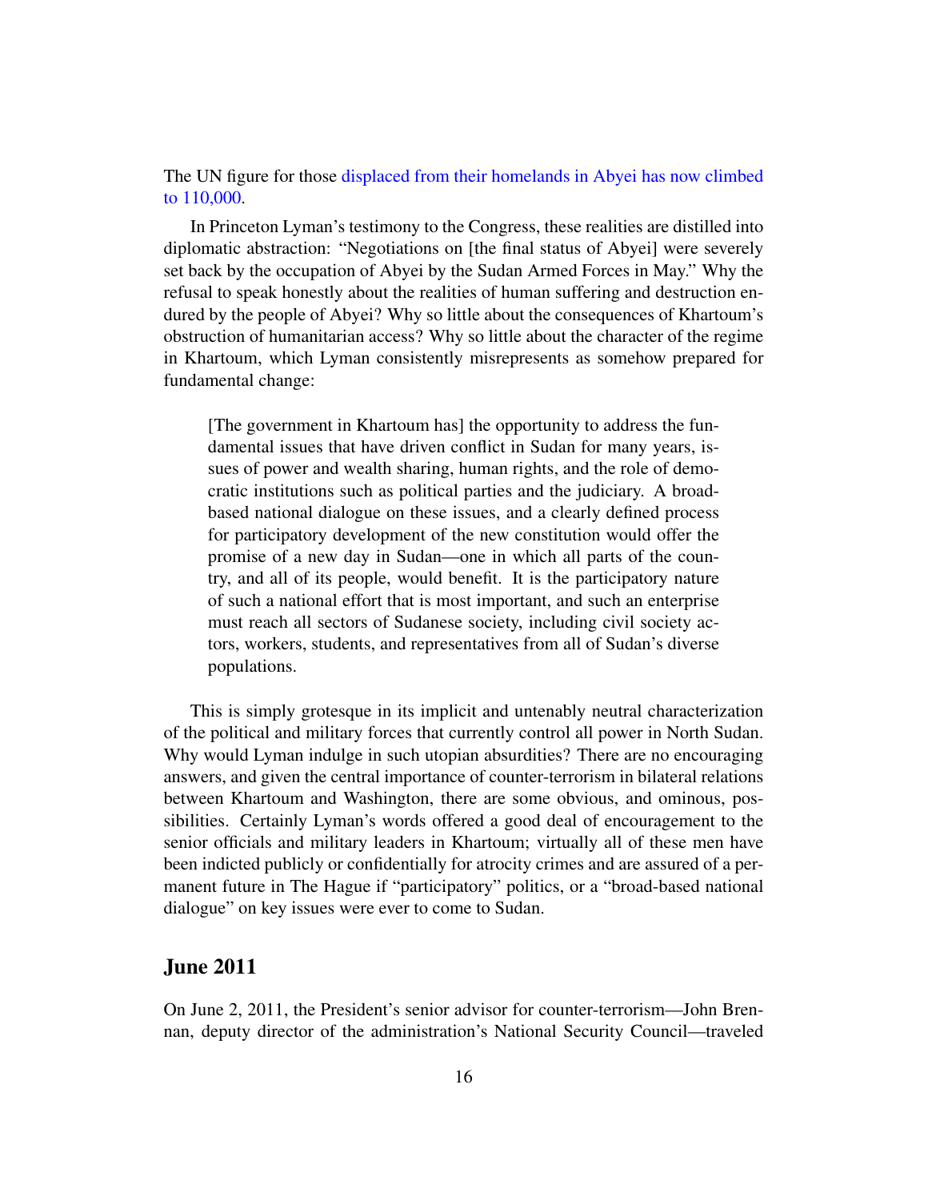The UN figure for those displaced from their homelands in Abyei has now climbed to 110,000.

In Princeton Lyman's testimony to the Congress, these realities are distilled into diplomatic abstraction: "Negotiations on [the final status of Abyei] were severely set back by the occupation of Abyei by the Sudan Armed Forces in May." Why the refusal to speak honestly about the realities of human suffering and destruction endured by the people of Abyei? Why so little about the consequences of Khartoum's obstruction of humanitarian access? Why so little about the character of the regime in Khartoum, which Lyman consistently misrepresents as somehow prepared for fundamental change:

> [The government in Khartoum has] the opportunity to address the fundamental issues that have driven conflict in Sudan for many years, issues of power and wealth sharing, human rights, and the role of democratic institutions such as political parties and the judiciary. A broad-based national dialogue on these issues, and a clearly defined process for participatory development of the new constitution would offer the promise of a new day in Sudan—one in which all parts of the country, and all of its people, would benefit. It is the participatory nature of such a national effort that is most important, and such an enterprise must reach all sectors of Sudanese society, including civil society actors, workers, students, and representatives from all of Sudan's diverse populations.

This is simply grotesque in its implicit and untenably neutral characterization of the political and military forces that currently control all power in North Sudan. Why would Lyman indulge in such utopian absurdities? There are no encouraging answers, and given the central importance of counter-terrorism in bilateral relations between Khartoum and Washington, there are some obvious, and ominous, possibilities. Certainly Lyman's words offered a good deal of encouragement to the senior officials and military leaders in Khartoum; virtually all of these men have been indicted publicly or confidentially for atrocity crimes and are assured of a permanent future in The Hague if "participatory" politics, or a "broad-based national dialogue" on key issues were ever to come to Sudan.

## June 2011

On June 2, 2011, the President's senior advisor for counter-terrorism—John Brennan, deputy director of the administration's National Security Council—traveled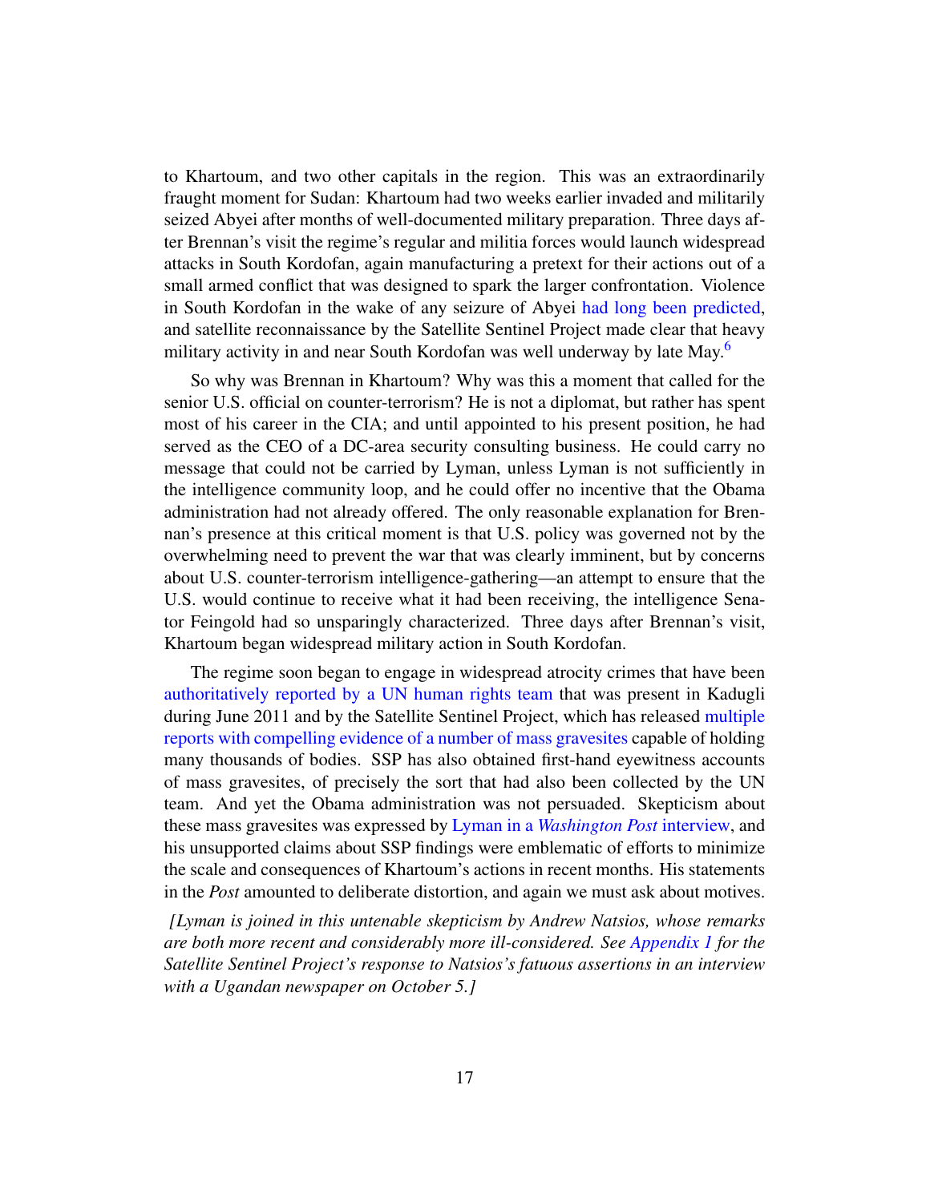to Khartoum, and two other capitals in the region. This was an extraordinarily fraught moment for Sudan: Khartoum had two weeks earlier invaded and militarily seized Abyei after months of well-documented military preparation. Three days after Brennan's visit the regime's regular and militia forces would launch widespread attacks in South Kordofan, again manufacturing a pretext for their actions out of a small armed conflict that was designed to spark the larger confrontation. Violence in South Kordofan in the wake of any seizure of Abyei had long been predicted, and satellite reconnaissance by the Satellite Sentinel Project made clear that heavy military activity in and near South Kordofan was well underway by late May.[6]

So why was Brennan in Khartoum? Why was this a moment that called for the senior U.S. official on counter-terrorism? He is not a diplomat, but rather has spent most of his career in the CIA; and until appointed to his present position, he had served as the CEO of a DC-area security consulting business. He could carry no message that could not be carried by Lyman, unless Lyman is not sufficiently in the intelligence community loop, and he could offer no incentive that the Obama administration had not already offered. The only reasonable explanation for Brennan's presence at this critical moment is that U.S. policy was governed not by the overwhelming need to prevent the war that was clearly imminent, but by concerns about U.S. counter-terrorism intelligence-gathering—an attempt to ensure that the U.S. would continue to receive what it had been receiving, the intelligence Senator Feingold had so unsparingly characterized. Three days after Brennan's visit, Khartoum began widespread military action in South Kordofan.

The regime soon began to engage in widespread atrocity crimes that have been authoritatively reported by a UN human rights team that was present in Kadugli during June 2011 and by the Satellite Sentinel Project, which has released multiple reports with compelling evidence of a number of mass gravesites capable of holding many thousands of bodies. SSP has also obtained first-hand eyewitness accounts of mass gravesites, of precisely the sort that had also been collected by the UN team. And yet the Obama administration was not persuaded. Skepticism about these mass gravesites was expressed by Lyman in a *Washington Post* interview, and his unsupported claims about SSP findings were emblematic of efforts to minimize the scale and consequences of Khartoum's actions in recent months. His statements in the *Post* amounted to deliberate distortion, and again we must ask about motives.

*[Lyman is joined in this untenable skepticism by Andrew Natsios, whose remarks are both more recent and considerably more ill-considered. See Appendix 1 for the Satellite Sentinel Project's response to Natsios's fatuous assertions in an interview with a Ugandan newspaper on October 5.]*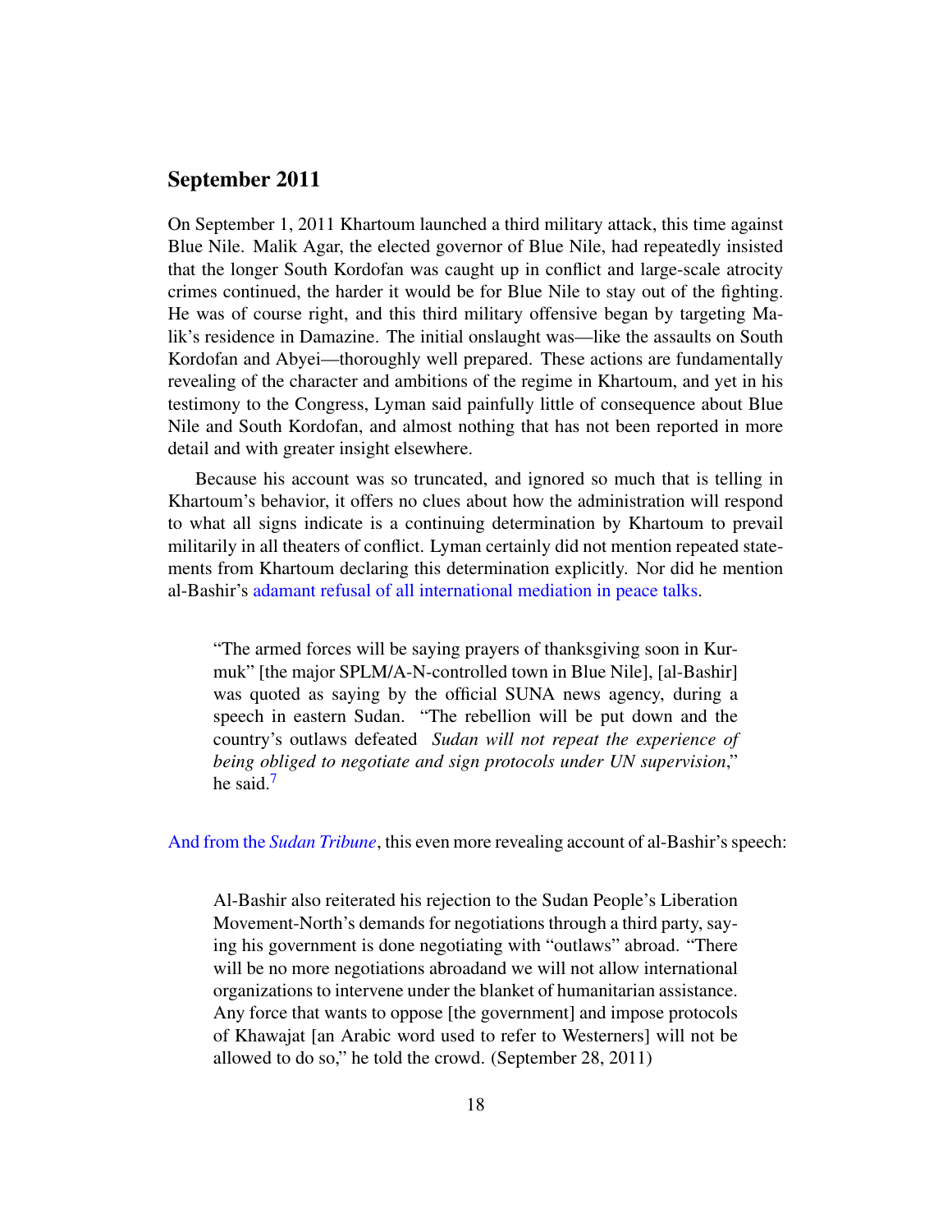## September 2011

On September 1, 2011 Khartoum launched a third military attack, this time against Blue Nile. Malik Agar, the elected governor of Blue Nile, had repeatedly insisted that the longer South Kordofan was caught up in conflict and large-scale atrocity crimes continued, the harder it would be for Blue Nile to stay out of the fighting. He was of course right, and this third military offensive began by targeting Malik's residence in Damazine. The initial onslaught was—like the assaults on South Kordofan and Abyei—thoroughly well prepared. These actions are fundamentally revealing of the character and ambitions of the regime in Khartoum, and yet in his testimony to the Congress, Lyman said painfully little of consequence about Blue Nile and South Kordofan, and almost nothing that has not been reported in more detail and with greater insight elsewhere.

Because his account was so truncated, and ignored so much that is telling in Khartoum's behavior, it offers no clues about how the administration will respond to what all signs indicate is a continuing determination by Khartoum to prevail militarily in all theaters of conflict. Lyman certainly did not mention repeated statements from Khartoum declaring this determination explicitly. Nor did he mention al-Bashir's adamant refusal of all international mediation in peace talks.

> "The armed forces will be saying prayers of thanksgiving soon in Kurmuk" [the major SPLM/A-N-controlled town in Blue Nile], [al-Bashir] was quoted as saying by the official SUNA news agency, during a speech in eastern Sudan. "The rebellion will be put down and the country's outlaws defeated *Sudan will not repeat the experience of being obliged to negotiate and sign protocols under UN supervision*," he said.[7]

And from the *Sudan Tribune*, this even more revealing account of al-Bashir's speech:

> Al-Bashir also reiterated his rejection to the Sudan People's Liberation Movement-North's demands for negotiations through a third party, saying his government is done negotiating with "outlaws" abroad. "There will be no more negotiations abroadand we will not allow international organizations to intervene under the blanket of humanitarian assistance. Any force that wants to oppose [the government] and impose protocols of Khawajat [an Arabic word used to refer to Westerners] will not be allowed to do so," he told the crowd. (September 28, 2011)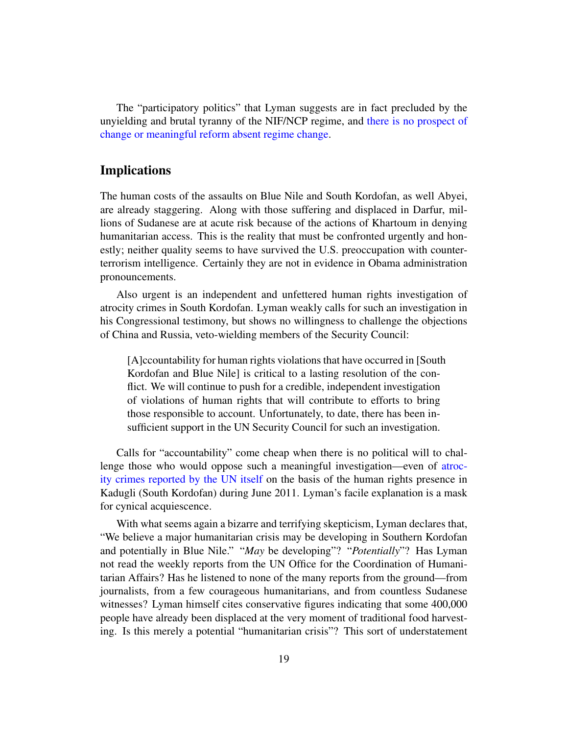The "participatory politics" that Lyman suggests are in fact precluded by the unyielding and brutal tyranny of the NIF/NCP regime, and there is no prospect of change or meaningful reform absent regime change.

## Implications

The human costs of the assaults on Blue Nile and South Kordofan, as well Abyei, are already staggering. Along with those suffering and displaced in Darfur, millions of Sudanese are at acute risk because of the actions of Khartoum in denying humanitarian access. This is the reality that must be confronted urgently and honestly; neither quality seems to have survived the U.S. preoccupation with counter-terrorism intelligence. Certainly they are not in evidence in Obama administration pronouncements.

Also urgent is an independent and unfettered human rights investigation of atrocity crimes in South Kordofan. Lyman weakly calls for such an investigation in his Congressional testimony, but shows no willingness to challenge the objections of China and Russia, veto-wielding members of the Security Council:

> [A]ccountability for human rights violations that have occurred in [South Kordofan and Blue Nile] is critical to a lasting resolution of the conflict. We will continue to push for a credible, independent investigation of violations of human rights that will contribute to efforts to bring those responsible to account. Unfortunately, to date, there has been insufficient support in the UN Security Council for such an investigation.

Calls for "accountability" come cheap when there is no political will to challenge those who would oppose such a meaningful investigation—even of atrocity crimes reported by the UN itself on the basis of the human rights presence in Kadugli (South Kordofan) during June 2011. Lyman's facile explanation is a mask for cynical acquiescence.

With what seems again a bizarre and terrifying skepticism, Lyman declares that, "We believe a major humanitarian crisis may be developing in Southern Kordofan and potentially in Blue Nile." "*May* be developing"? "*Potentially*"? Has Lyman not read the weekly reports from the UN Office for the Coordination of Humanitarian Affairs? Has he listened to none of the many reports from the ground—from journalists, from a few courageous humanitarians, and from countless Sudanese witnesses? Lyman himself cites conservative figures indicating that some 400,000 people have already been displaced at the very moment of traditional food harvesting. Is this merely a potential "humanitarian crisis"? This sort of understatement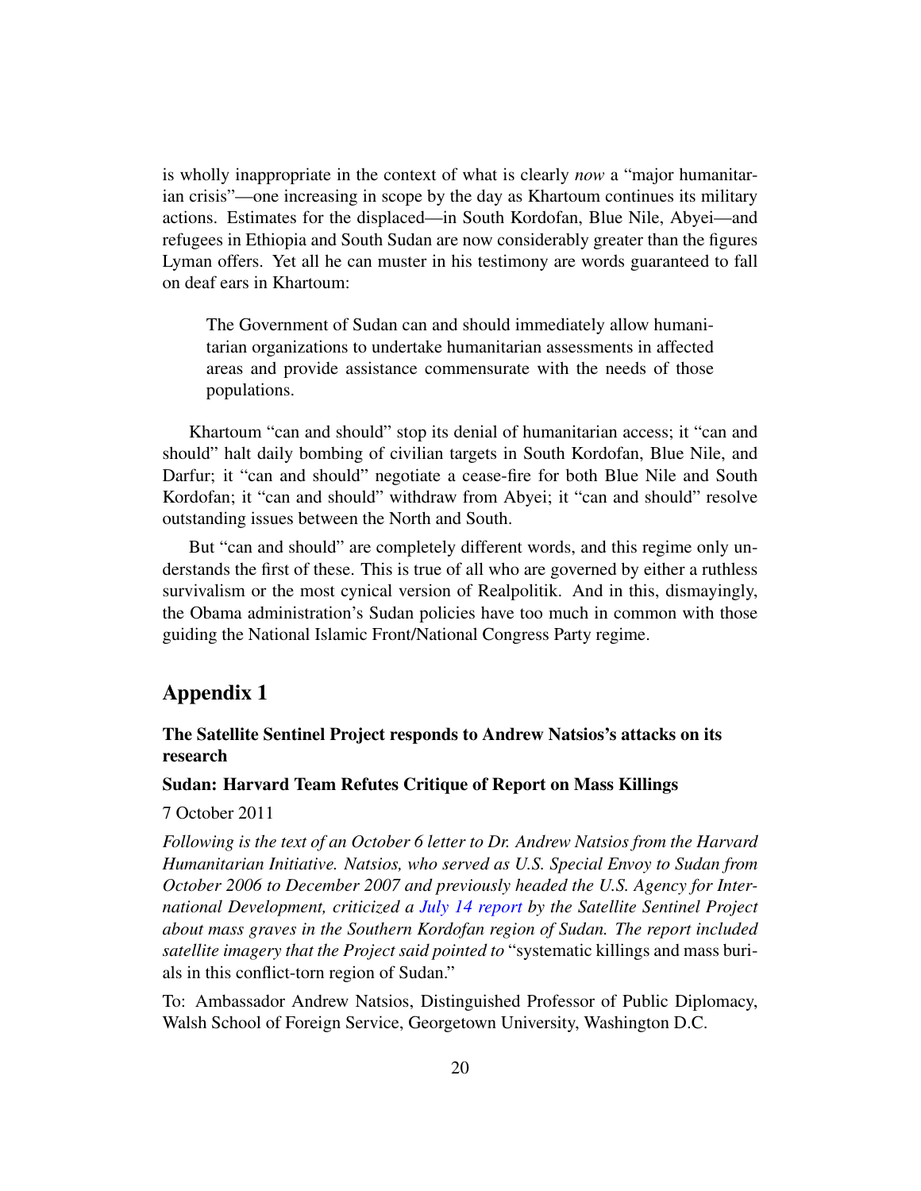is wholly inappropriate in the context of what is clearly *now* a "major humanitarian crisis"—one increasing in scope by the day as Khartoum continues its military actions. Estimates for the displaced—in South Kordofan, Blue Nile, Abyei—and refugees in Ethiopia and South Sudan are now considerably greater than the figures Lyman offers. Yet all he can muster in his testimony are words guaranteed to fall on deaf ears in Khartoum:

> The Government of Sudan can and should immediately allow humanitarian organizations to undertake humanitarian assessments in affected areas and provide assistance commensurate with the needs of those populations.

Khartoum "can and should" stop its denial of humanitarian access; it "can and should" halt daily bombing of civilian targets in South Kordofan, Blue Nile, and Darfur; it "can and should" negotiate a cease-fire for both Blue Nile and South Kordofan; it "can and should" withdraw from Abyei; it "can and should" resolve outstanding issues between the North and South.

But "can and should" are completely different words, and this regime only understands the first of these. This is true of all who are governed by either a ruthless survivalism or the most cynical version of Realpolitik. And in this, dismayingly, the Obama administration's Sudan policies have too much in common with those guiding the National Islamic Front/National Congress Party regime.

## Appendix 1

### The Satellite Sentinel Project responds to Andrew Natsios's attacks on its research

#### Sudan: Harvard Team Refutes Critique of Report on Mass Killings

7 October 2011

*Following is the text of an October 6 letter to Dr. Andrew Natsios from the Harvard Humanitarian Initiative. Natsios, who served as U.S. Special Envoy to Sudan from October 2006 to December 2007 and previously headed the U.S. Agency for International Development, criticized a July 14 report by the Satellite Sentinel Project about mass graves in the Southern Kordofan region of Sudan. The report included satellite imagery that the Project said pointed to* "systematic killings and mass burials in this conflict-torn region of Sudan."

To: Ambassador Andrew Natsios, Distinguished Professor of Public Diplomacy, Walsh School of Foreign Service, Georgetown University, Washington D.C.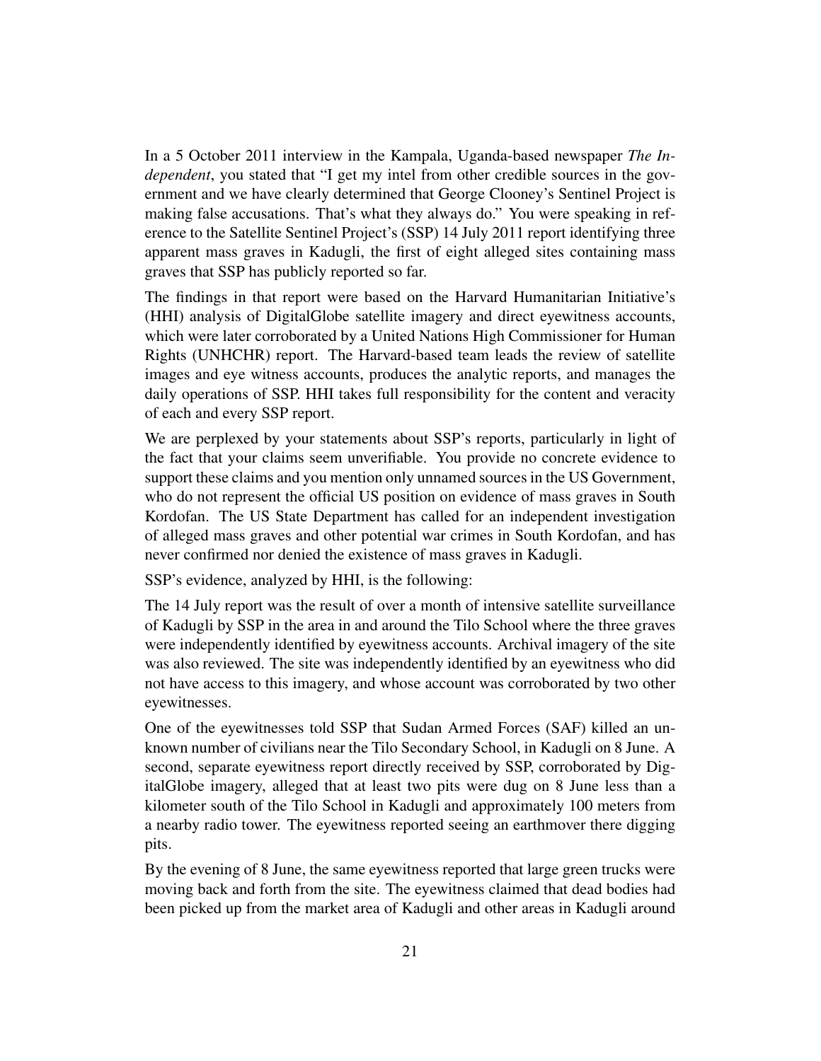In a 5 October 2011 interview in the Kampala, Uganda-based newspaper *The Independent*, you stated that "I get my intel from other credible sources in the government and we have clearly determined that George Clooney's Sentinel Project is making false accusations. That's what they always do." You were speaking in reference to the Satellite Sentinel Project's (SSP) 14 July 2011 report identifying three apparent mass graves in Kadugli, the first of eight alleged sites containing mass graves that SSP has publicly reported so far.

The findings in that report were based on the Harvard Humanitarian Initiative's (HHI) analysis of DigitalGlobe satellite imagery and direct eyewitness accounts, which were later corroborated by a United Nations High Commissioner for Human Rights (UNHCHR) report. The Harvard-based team leads the review of satellite images and eye witness accounts, produces the analytic reports, and manages the daily operations of SSP. HHI takes full responsibility for the content and veracity of each and every SSP report.

We are perplexed by your statements about SSP's reports, particularly in light of the fact that your claims seem unverifiable. You provide no concrete evidence to support these claims and you mention only unnamed sources in the US Government, who do not represent the official US position on evidence of mass graves in South Kordofan. The US State Department has called for an independent investigation of alleged mass graves and other potential war crimes in South Kordofan, and has never confirmed nor denied the existence of mass graves in Kadugli.

SSP's evidence, analyzed by HHI, is the following:

The 14 July report was the result of over a month of intensive satellite surveillance of Kadugli by SSP in the area in and around the Tilo School where the three graves were independently identified by eyewitness accounts. Archival imagery of the site was also reviewed. The site was independently identified by an eyewitness who did not have access to this imagery, and whose account was corroborated by two other eyewitnesses.

One of the eyewitnesses told SSP that Sudan Armed Forces (SAF) killed an unknown number of civilians near the Tilo Secondary School, in Kadugli on 8 June. A second, separate eyewitness report directly received by SSP, corroborated by DigitalGlobe imagery, alleged that at least two pits were dug on 8 June less than a kilometer south of the Tilo School in Kadugli and approximately 100 meters from a nearby radio tower. The eyewitness reported seeing an earthmover there digging pits.

By the evening of 8 June, the same eyewitness reported that large green trucks were moving back and forth from the site. The eyewitness claimed that dead bodies had been picked up from the market area of Kadugli and other areas in Kadugli around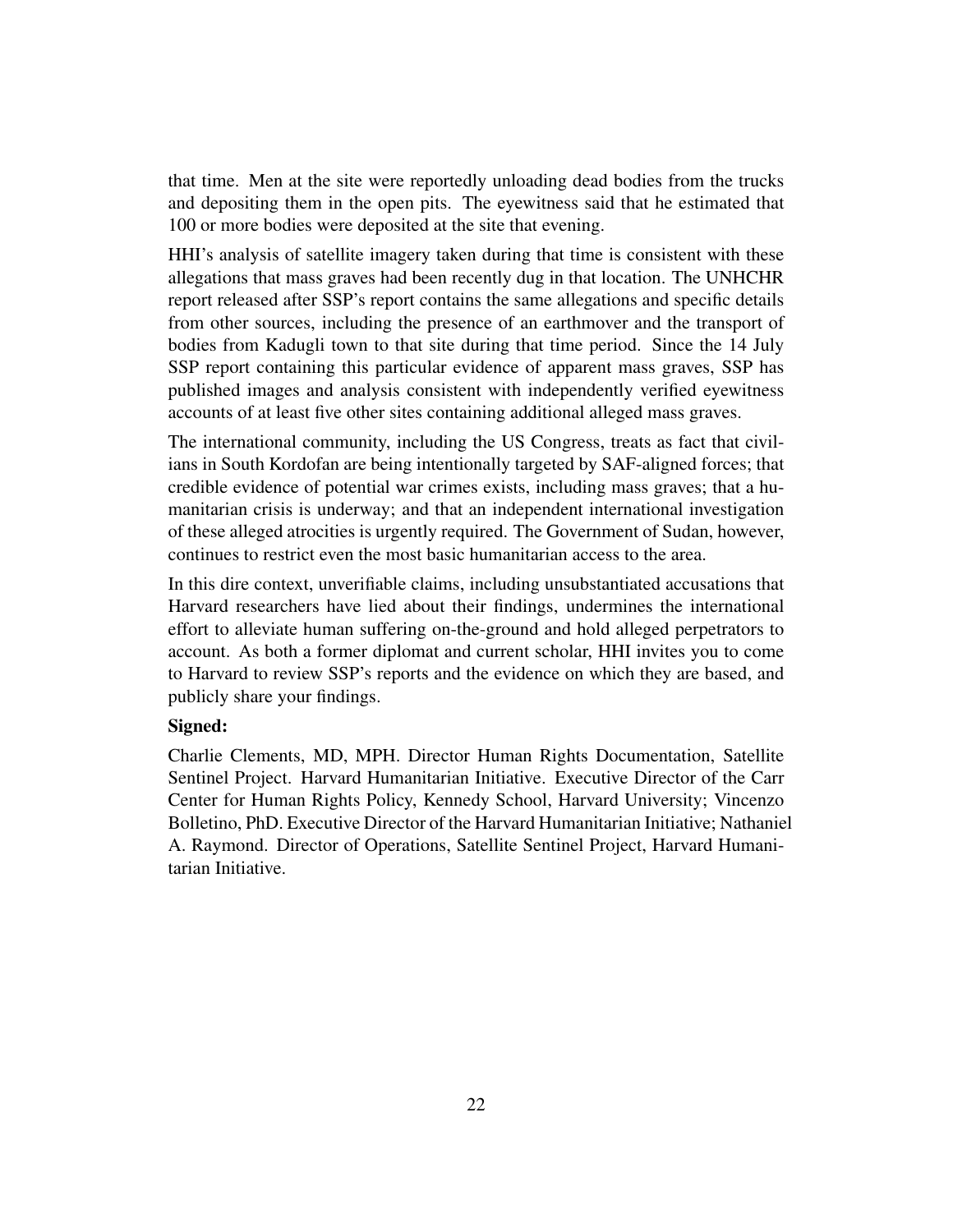that time. Men at the site were reportedly unloading dead bodies from the trucks and depositing them in the open pits. The eyewitness said that he estimated that 100 or more bodies were deposited at the site that evening.

HHI's analysis of satellite imagery taken during that time is consistent with these allegations that mass graves had been recently dug in that location. The UNHCHR report released after SSP's report contains the same allegations and specific details from other sources, including the presence of an earthmover and the transport of bodies from Kadugli town to that site during that time period. Since the 14 July SSP report containing this particular evidence of apparent mass graves, SSP has published images and analysis consistent with independently verified eyewitness accounts of at least five other sites containing additional alleged mass graves.

The international community, including the US Congress, treats as fact that civilians in South Kordofan are being intentionally targeted by SAF-aligned forces; that credible evidence of potential war crimes exists, including mass graves; that a humanitarian crisis is underway; and that an independent international investigation of these alleged atrocities is urgently required. The Government of Sudan, however, continues to restrict even the most basic humanitarian access to the area.

In this dire context, unverifiable claims, including unsubstantiated accusations that Harvard researchers have lied about their findings, undermines the international effort to alleviate human suffering on-the-ground and hold alleged perpetrators to account. As both a former diplomat and current scholar, HHI invites you to come to Harvard to review SSP's reports and the evidence on which they are based, and publicly share your findings.

**Signed:**

Charlie Clements, MD, MPH. Director Human Rights Documentation, Satellite Sentinel Project. Harvard Humanitarian Initiative. Executive Director of the Carr Center for Human Rights Policy, Kennedy School, Harvard University; Vincenzo Bolletino, PhD. Executive Director of the Harvard Humanitarian Initiative; Nathaniel A. Raymond. Director of Operations, Satellite Sentinel Project, Harvard Humanitarian Initiative.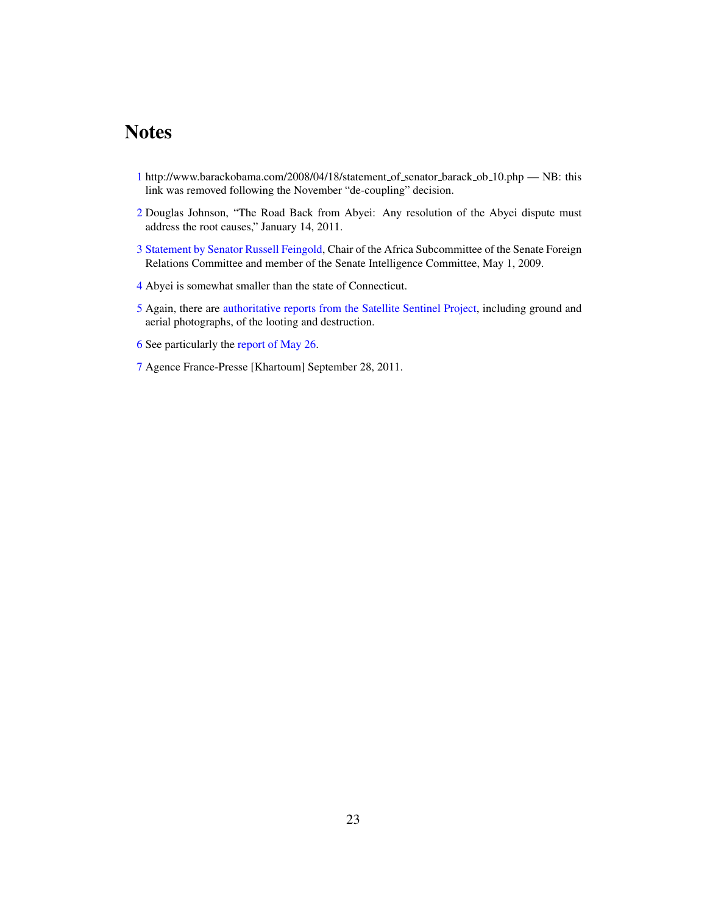# Notes

1 http://www.barackobama.com/2008/04/18/statement_of_senator_barack_ob_10.php — NB: this link was removed following the November "de-coupling" decision.

2 Douglas Johnson, "The Road Back from Abyei: Any resolution of the Abyei dispute must address the root causes," January 14, 2011.

3 Statement by Senator Russell Feingold, Chair of the Africa Subcommittee of the Senate Foreign Relations Committee and member of the Senate Intelligence Committee, May 1, 2009.

4 Abyei is somewhat smaller than the state of Connecticut.

5 Again, there are authoritative reports from the Satellite Sentinel Project, including ground and aerial photographs, of the looting and destruction.

6 See particularly the report of May 26.

7 Agence France-Presse [Khartoum] September 28, 2011.